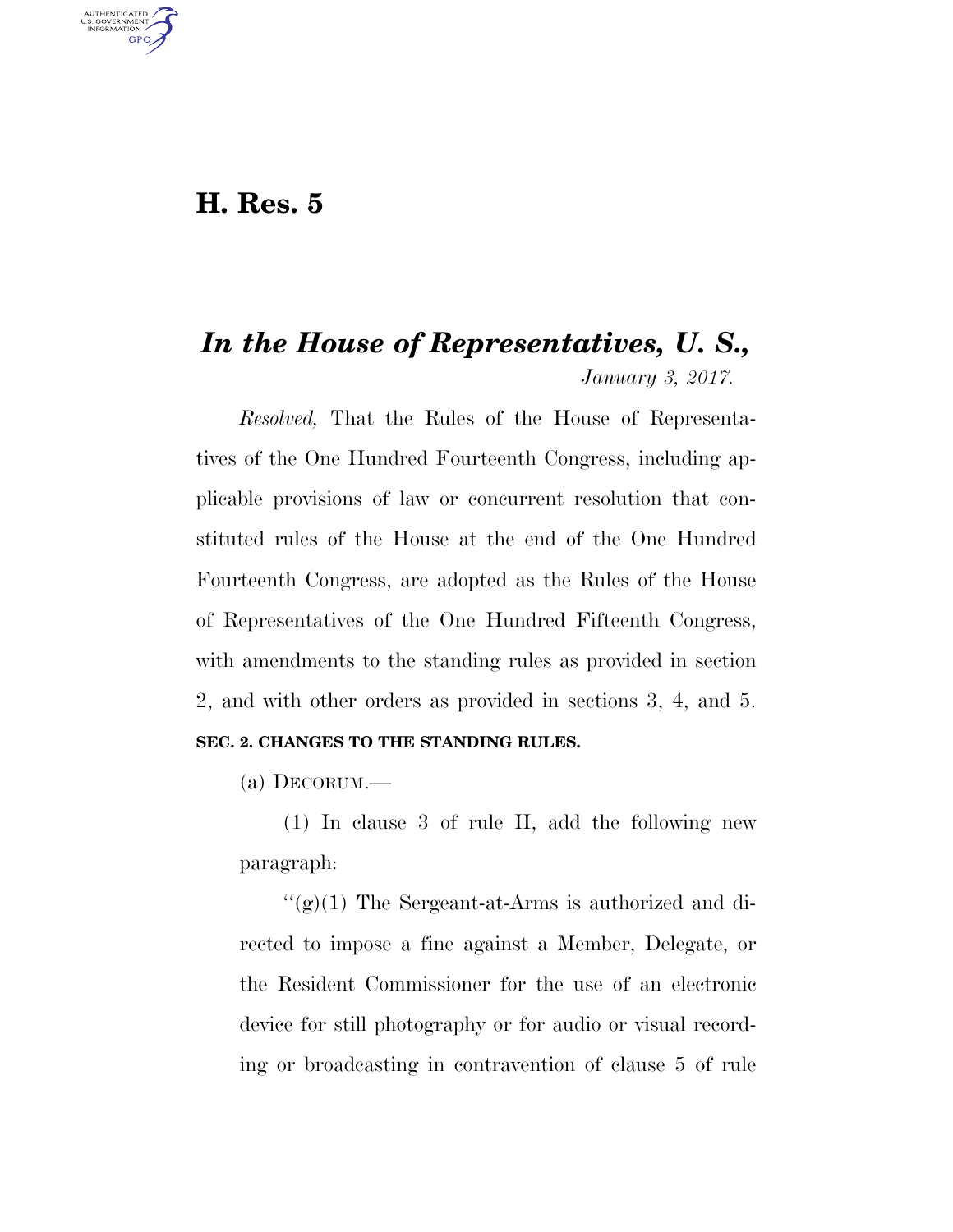# H. Res. 5

## *In the House of Representatives, U. S.,*

*January 3, 2017.*

*Resolved,* That the Rules of the House of Representatives of the One Hundred Fourteenth Congress, including applicable provisions of law or concurrent resolution that constituted rules of the House at the end of the One Hundred Fourteenth Congress, are adopted as the Rules of the House of Representatives of the One Hundred Fifteenth Congress, with amendments to the standing rules as provided in section 2, and with other orders as provided in sections 3, 4, and 5.

**SEC. 2. CHANGES TO THE STANDING RULES.**

(a) DECORUM.—

(1) In clause 3 of rule II, add the following new paragraph:

"(g)(1) The Sergeant-at-Arms is authorized and directed to impose a fine against a Member, Delegate, or the Resident Commissioner for the use of an electronic device for still photography or for audio or visual recording or broadcasting in contravention of clause 5 of rule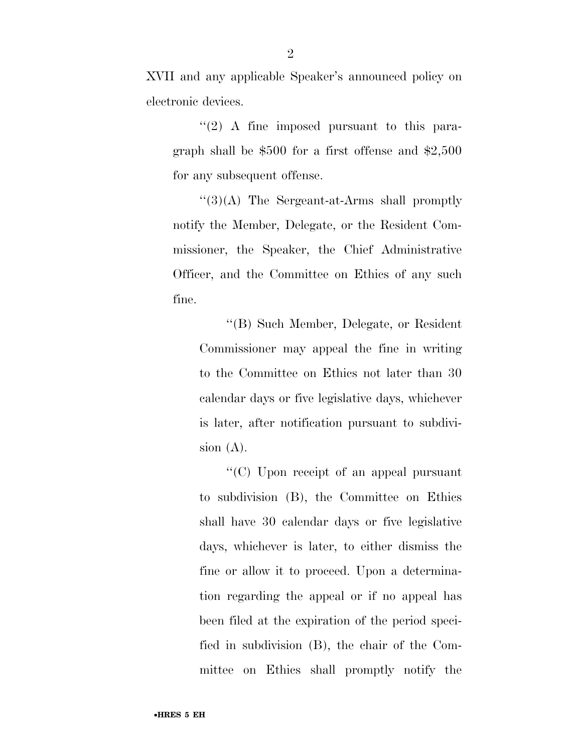XVII and any applicable Speaker's announced policy on electronic devices.

"(2) A fine imposed pursuant to this paragraph shall be $500 for a first offense and $2,500 for any subsequent offense.

"(3)(A) The Sergeant-at-Arms shall promptly notify the Member, Delegate, or the Resident Commissioner, the Speaker, the Chief Administrative Officer, and the Committee on Ethics of any such fine.

"(B) Such Member, Delegate, or Resident Commissioner may appeal the fine in writing to the Committee on Ethics not later than 30 calendar days or five legislative days, whichever is later, after notification pursuant to subdivision (A).

"(C) Upon receipt of an appeal pursuant to subdivision (B), the Committee on Ethics shall have 30 calendar days or five legislative days, whichever is later, to either dismiss the fine or allow it to proceed. Upon a determination regarding the appeal or if no appeal has been filed at the expiration of the period specified in subdivision (B), the chair of the Committee on Ethics shall promptly notify the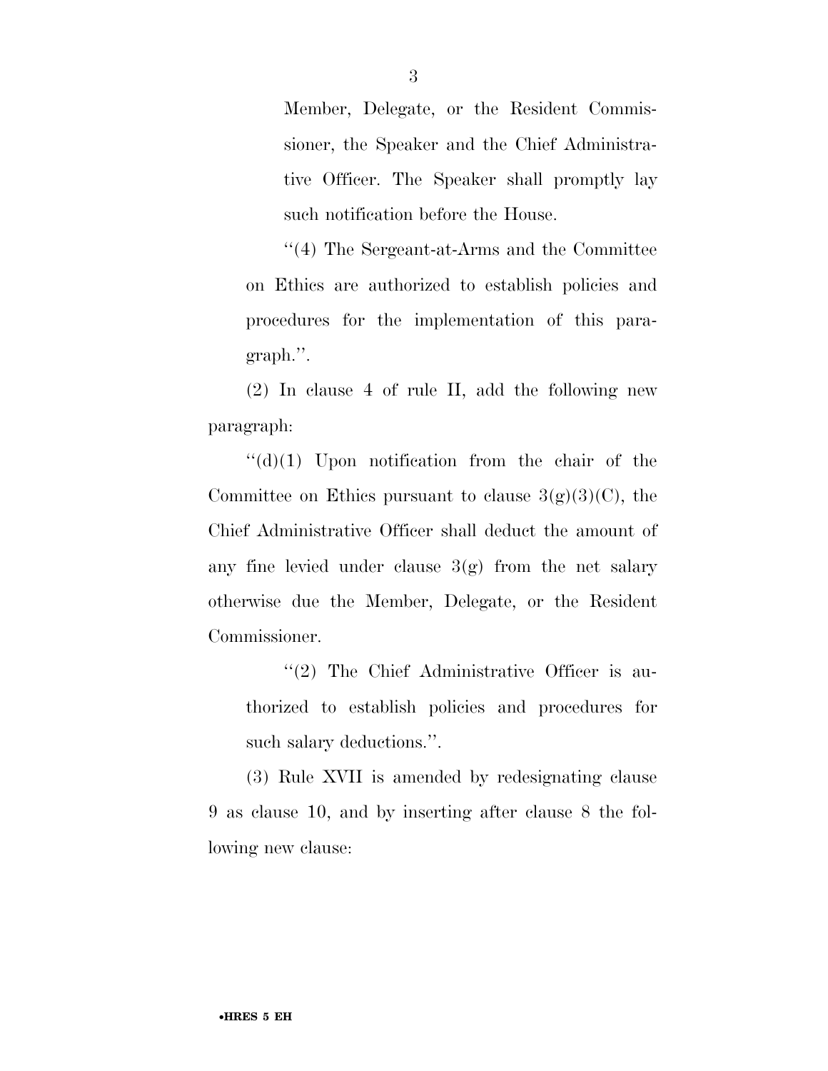Member, Delegate, or the Resident Commissioner, the Speaker and the Chief Administrative Officer. The Speaker shall promptly lay such notification before the House.

''(4) The Sergeant-at-Arms and the Committee on Ethics are authorized to establish policies and procedures for the implementation of this paragraph.''.

(2) In clause 4 of rule II, add the following new paragraph:

''(d)(1) Upon notification from the chair of the Committee on Ethics pursuant to clause 3(g)(3)(C), the Chief Administrative Officer shall deduct the amount of any fine levied under clause 3(g) from the net salary otherwise due the Member, Delegate, or the Resident Commissioner.

''(2) The Chief Administrative Officer is authorized to establish policies and procedures for such salary deductions.''.

(3) Rule XVII is amended by redesignating clause 9 as clause 10, and by inserting after clause 8 the following new clause: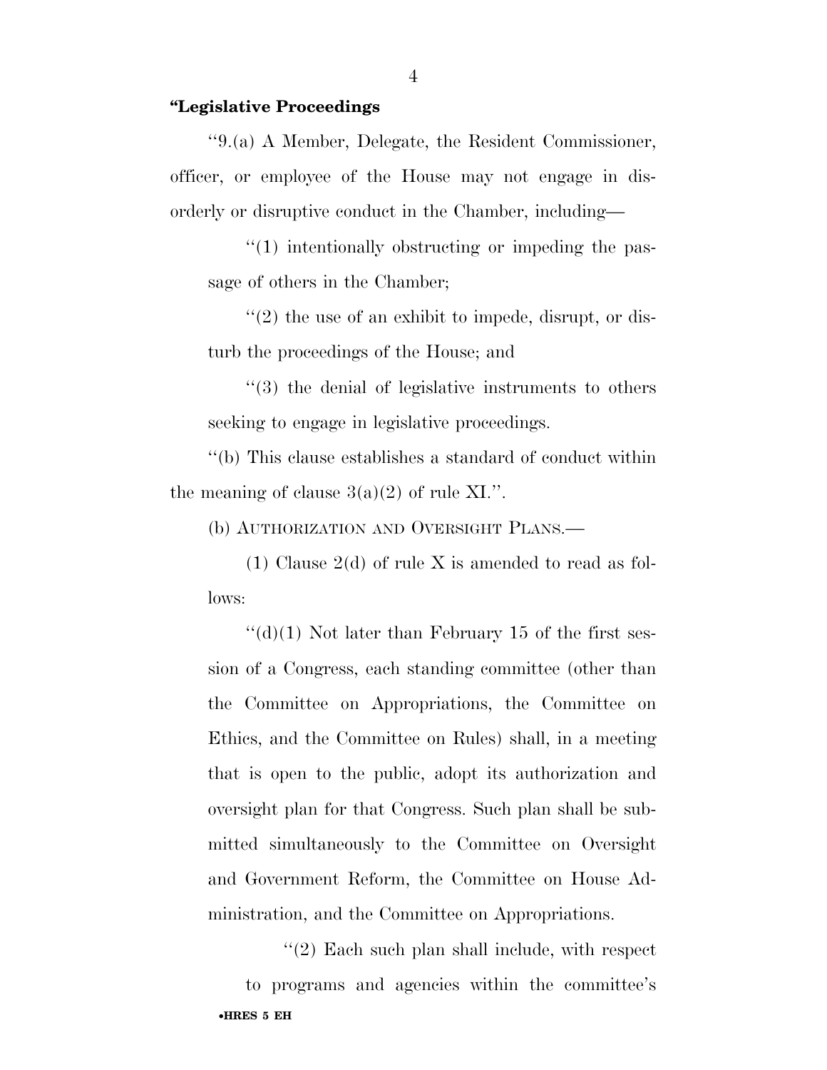**"Legislative Proceedings**

"9.(a) A Member, Delegate, the Resident Commissioner, officer, or employee of the House may not engage in disorderly or disruptive conduct in the Chamber, including—

"(1) intentionally obstructing or impeding the passage of others in the Chamber;

"(2) the use of an exhibit to impede, disrupt, or disturb the proceedings of the House; and

"(3) the denial of legislative instruments to others seeking to engage in legislative proceedings.

"(b) This clause establishes a standard of conduct within the meaning of clause 3(a)(2) of rule XI.".

(b) AUTHORIZATION AND OVERSIGHT PLANS.—

(1) Clause 2(d) of rule X is amended to read as follows:

"(d)(1) Not later than February 15 of the first session of a Congress, each standing committee (other than the Committee on Appropriations, the Committee on Ethics, and the Committee on Rules) shall, in a meeting that is open to the public, adopt its authorization and oversight plan for that Congress. Such plan shall be submitted simultaneously to the Committee on Oversight and Government Reform, the Committee on House Administration, and the Committee on Appropriations.

"(2) Each such plan shall include, with respect to programs and agencies within the committee's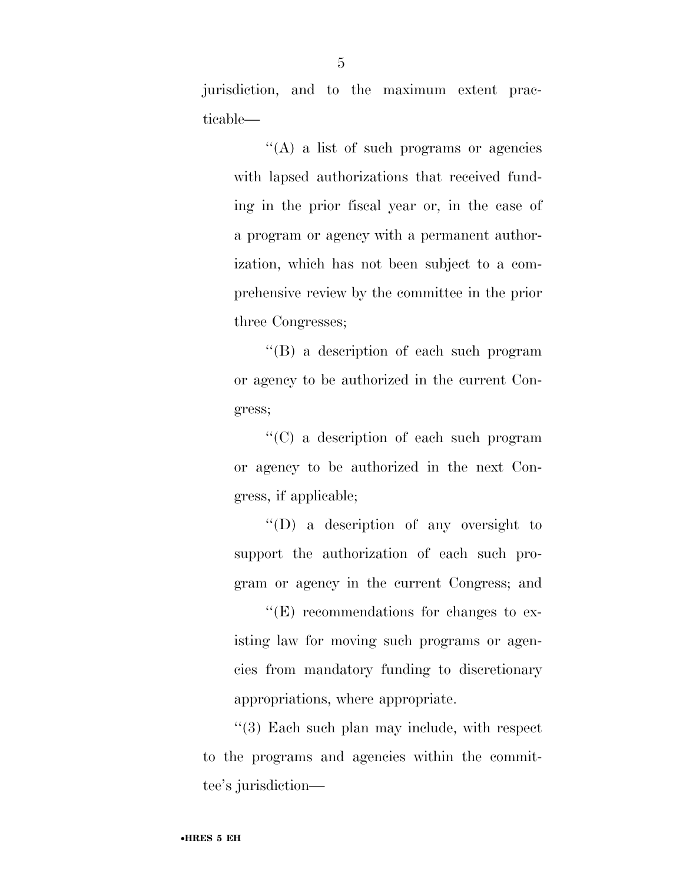jurisdiction, and to the maximum extent practicable—

"(A) a list of such programs or agencies with lapsed authorizations that received funding in the prior fiscal year or, in the case of a program or agency with a permanent authorization, which has not been subject to a comprehensive review by the committee in the prior three Congresses;

"(B) a description of each such program or agency to be authorized in the current Congress;

"(C) a description of each such program or agency to be authorized in the next Congress, if applicable;

"(D) a description of any oversight to support the authorization of each such program or agency in the current Congress; and

"(E) recommendations for changes to existing law for moving such programs or agencies from mandatory funding to discretionary appropriations, where appropriate.

"(3) Each such plan may include, with respect to the programs and agencies within the committee's jurisdiction—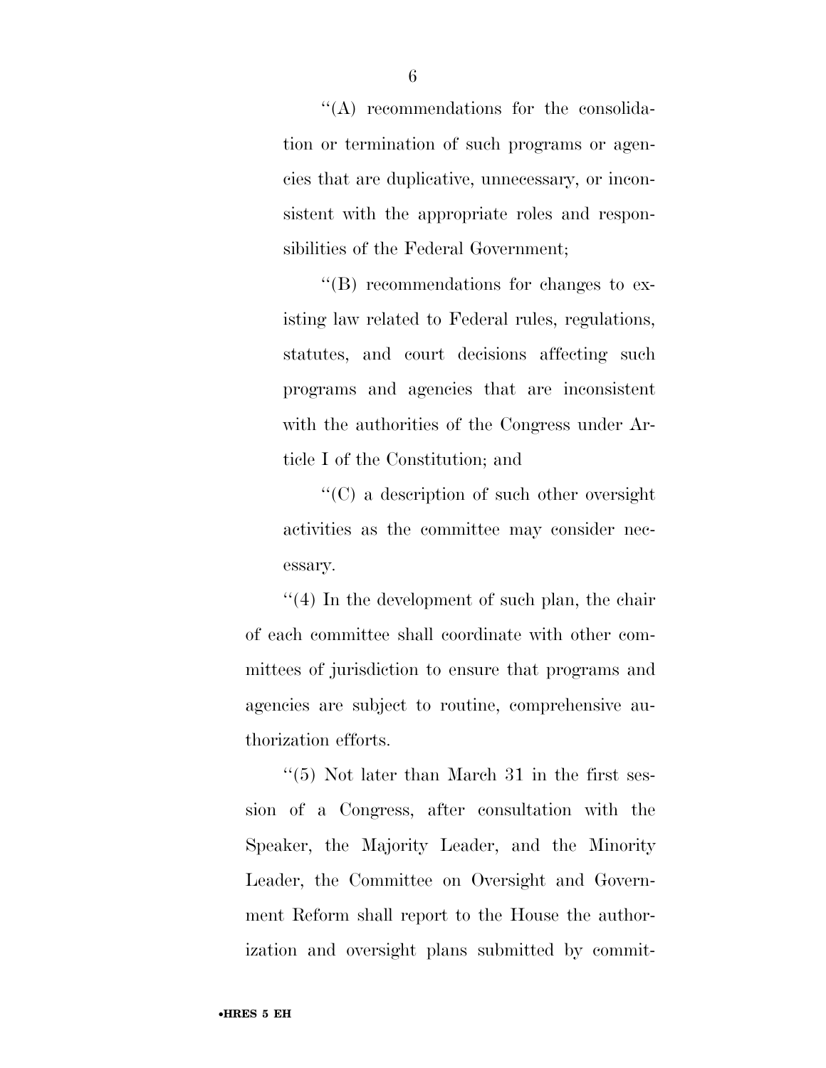“(A) recommendations for the consolidation or termination of such programs or agencies that are duplicative, unnecessary, or inconsistent with the appropriate roles and responsibilities of the Federal Government;

“(B) recommendations for changes to existing law related to Federal rules, regulations, statutes, and court decisions affecting such programs and agencies that are inconsistent with the authorities of the Congress under Article I of the Constitution; and

“(C) a description of such other oversight activities as the committee may consider necessary.

“(4) In the development of such plan, the chair of each committee shall coordinate with other committees of jurisdiction to ensure that programs and agencies are subject to routine, comprehensive authorization efforts.

“(5) Not later than March 31 in the first session of a Congress, after consultation with the Speaker, the Majority Leader, and the Minority Leader, the Committee on Oversight and Government Reform shall report to the House the authorization and oversight plans submitted by commit-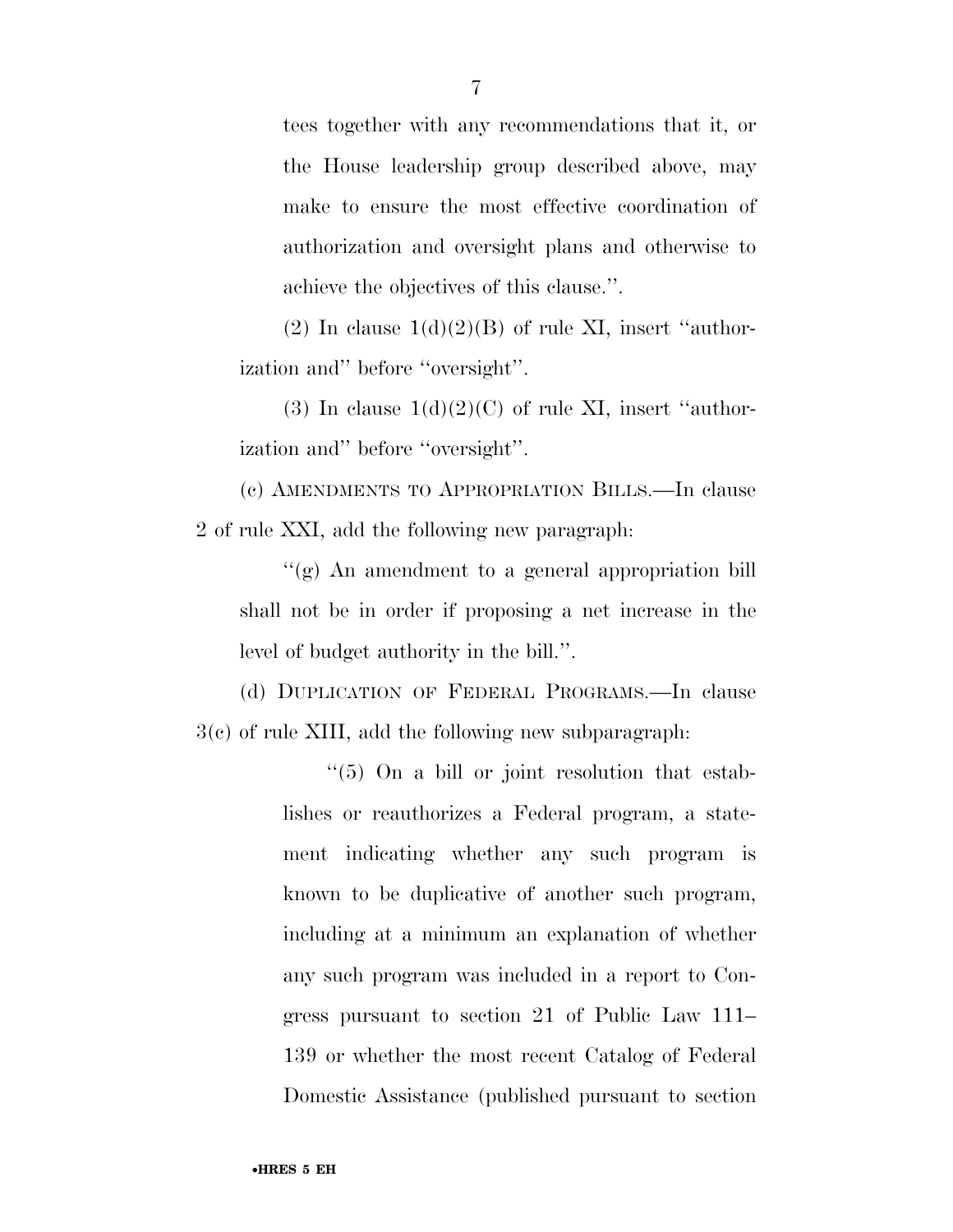tees together with any recommendations that it, or the House leadership group described above, may make to ensure the most effective coordination of authorization and oversight plans and otherwise to achieve the objectives of this clause.''.

(2) In clause 1(d)(2)(B) of rule XI, insert ''authorization and'' before ''oversight''.

(3) In clause 1(d)(2)(C) of rule XI, insert ''authorization and'' before ''oversight''.

(c) AMENDMENTS TO APPROPRIATION BILLS.—In clause 2 of rule XXI, add the following new paragraph:

''(g) An amendment to a general appropriation bill shall not be in order if proposing a net increase in the level of budget authority in the bill.''.

(d) DUPLICATION OF FEDERAL PROGRAMS.—In clause 3(c) of rule XIII, add the following new subparagraph:

''(5) On a bill or joint resolution that establishes or reauthorizes a Federal program, a statement indicating whether any such program is known to be duplicative of another such program, including at a minimum an explanation of whether any such program was included in a report to Congress pursuant to section 21 of Public Law 111–139 or whether the most recent Catalog of Federal Domestic Assistance (published pursuant to section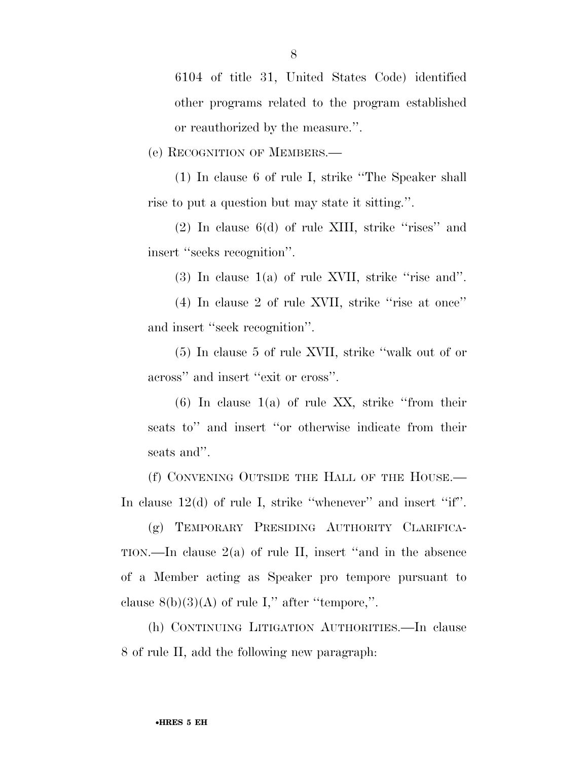6104 of title 31, United States Code) identified other programs related to the program established or reauthorized by the measure.''.

(e) RECOGNITION OF MEMBERS.—

(1) In clause 6 of rule I, strike ''The Speaker shall rise to put a question but may state it sitting.''.

(2) In clause 6(d) of rule XIII, strike ''rises'' and insert ''seeks recognition''.

(3) In clause 1(a) of rule XVII, strike ''rise and''.

(4) In clause 2 of rule XVII, strike ''rise at once'' and insert ''seek recognition''.

(5) In clause 5 of rule XVII, strike ''walk out of or across'' and insert ''exit or cross''.

(6) In clause 1(a) of rule XX, strike ''from their seats to'' and insert ''or otherwise indicate from their seats and''.

(f) CONVENING OUTSIDE THE HALL OF THE HOUSE.— In clause 12(d) of rule I, strike ''whenever'' and insert ''if''.

(g) TEMPORARY PRESIDING AUTHORITY CLARIFICATION.—In clause 2(a) of rule II, insert ''and in the absence of a Member acting as Speaker pro tempore pursuant to clause 8(b)(3)(A) of rule I,'' after ''tempore,''.

(h) CONTINUING LITIGATION AUTHORITIES.—In clause 8 of rule II, add the following new paragraph: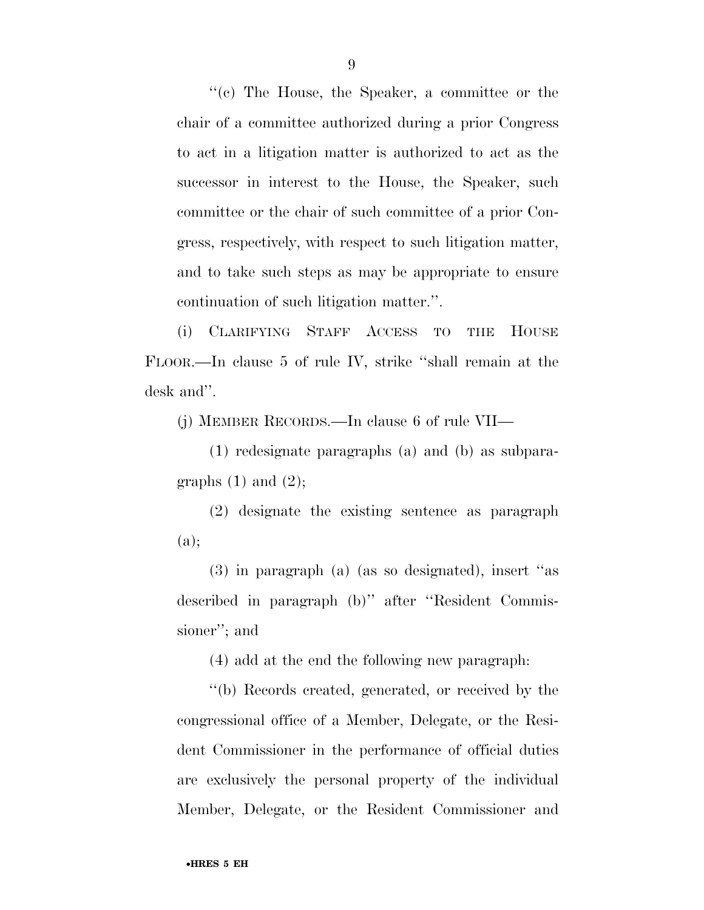''(c) The House, the Speaker, a committee or the chair of a committee authorized during a prior Congress to act in a litigation matter is authorized to act as the successor in interest to the House, the Speaker, such committee or the chair of such committee of a prior Congress, respectively, with respect to such litigation matter, and to take such steps as may be appropriate to ensure continuation of such litigation matter.''.

(i) CLARIFYING STAFF ACCESS TO THE HOUSE FLOOR.—In clause 5 of rule IV, strike ''shall remain at the desk and''.

(j) MEMBER RECORDS.—In clause 6 of rule VII—

(1) redesignate paragraphs (a) and (b) as subparagraphs (1) and (2);

(2) designate the existing sentence as paragraph (a);

(3) in paragraph (a) (as so designated), insert ''as described in paragraph (b)'' after ''Resident Commissioner''; and

(4) add at the end the following new paragraph:

''(b) Records created, generated, or received by the congressional office of a Member, Delegate, or the Resident Commissioner in the performance of official duties are exclusively the personal property of the individual Member, Delegate, or the Resident Commissioner and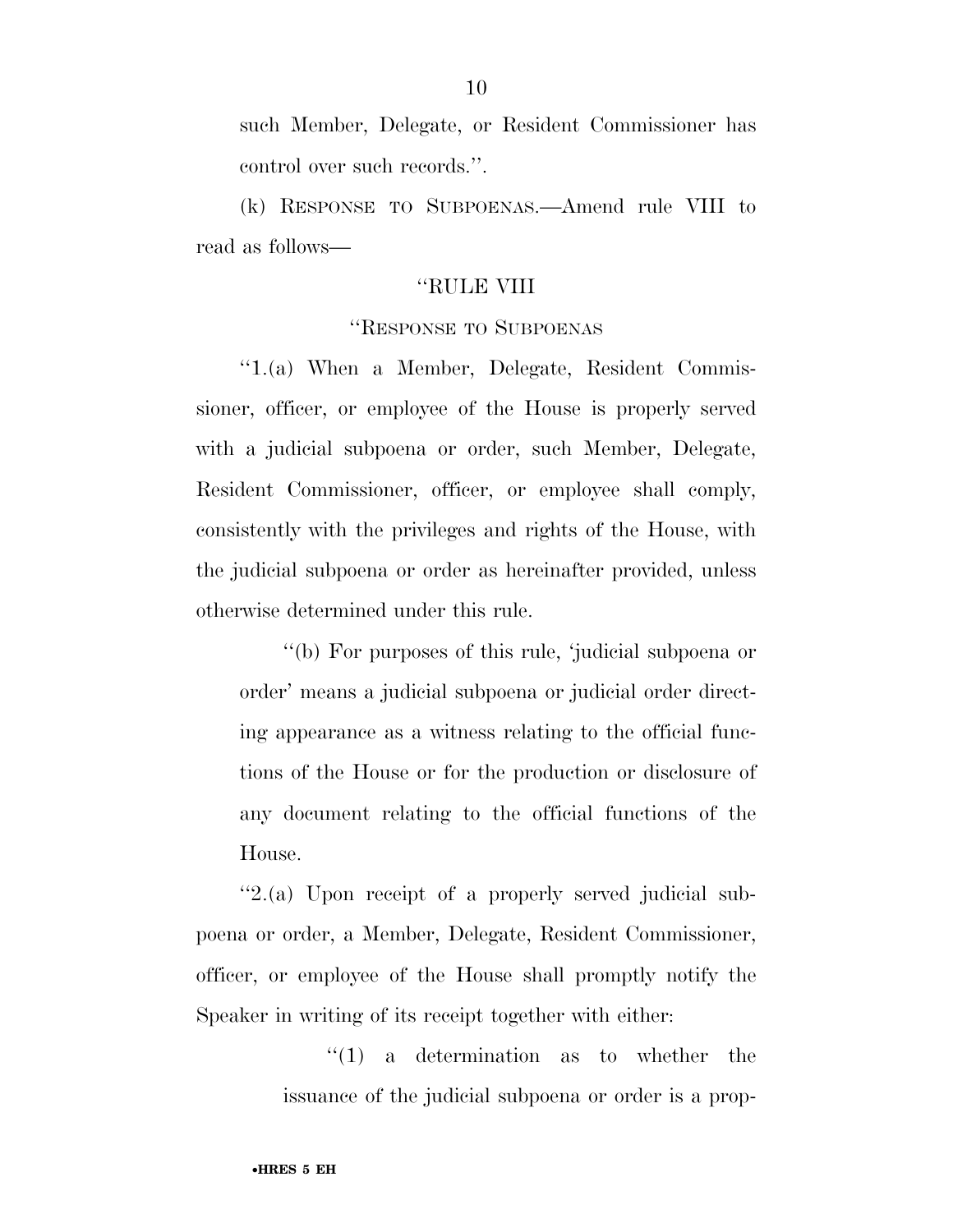such Member, Delegate, or Resident Commissioner has control over such records.''.

(k) RESPONSE TO SUBPOENAS.—Amend rule VIII to read as follows—

''RULE VIII

''RESPONSE TO SUBPOENAS

''1.(a) When a Member, Delegate, Resident Commissioner, officer, or employee of the House is properly served with a judicial subpoena or order, such Member, Delegate, Resident Commissioner, officer, or employee shall comply, consistently with the privileges and rights of the House, with the judicial subpoena or order as hereinafter provided, unless otherwise determined under this rule.

''(b) For purposes of this rule, 'judicial subpoena or order' means a judicial subpoena or judicial order directing appearance as a witness relating to the official functions of the House or for the production or disclosure of any document relating to the official functions of the House.

''2.(a) Upon receipt of a properly served judicial subpoena or order, a Member, Delegate, Resident Commissioner, officer, or employee of the House shall promptly notify the Speaker in writing of its receipt together with either:

''(1) a determination as to whether the issuance of the judicial subpoena or order is a prop-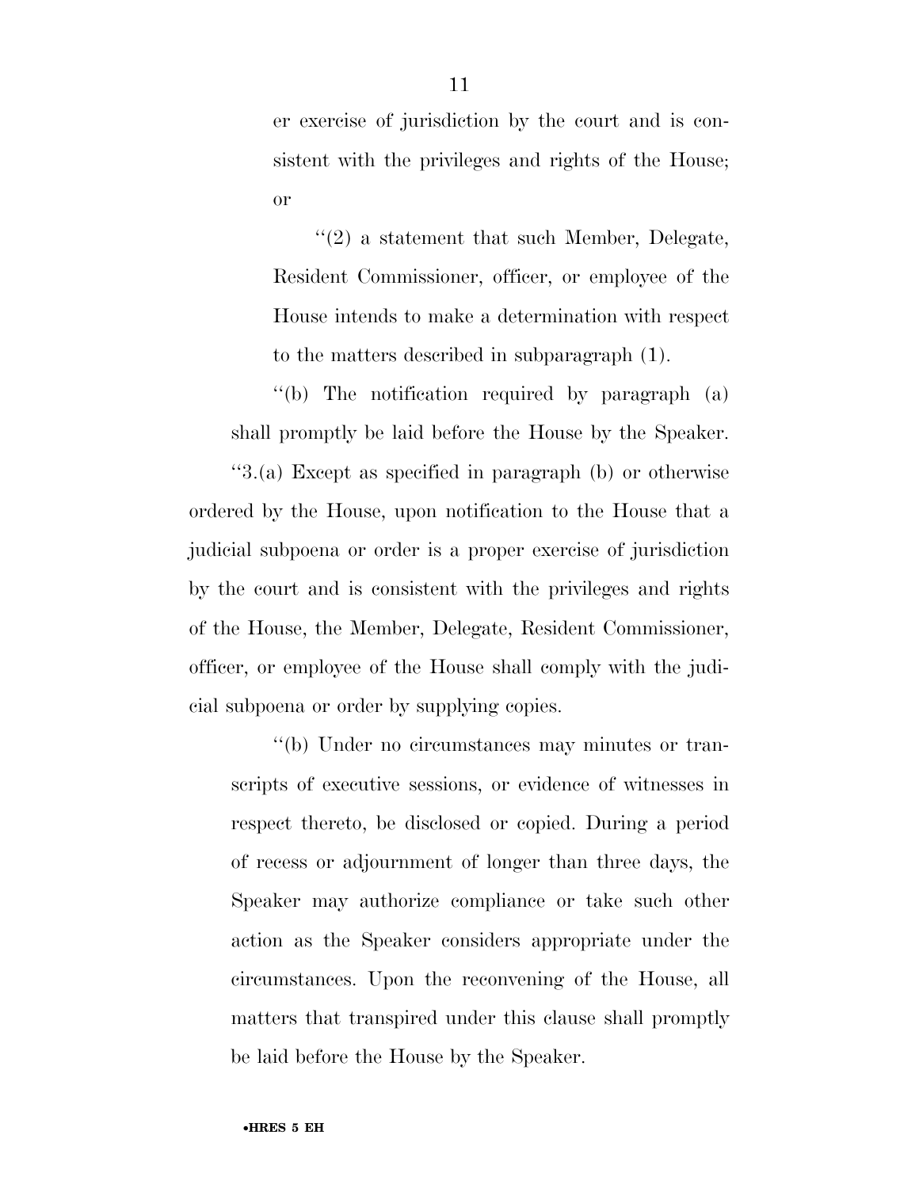er exercise of jurisdiction by the court and is consistent with the privileges and rights of the House; or

''(2) a statement that such Member, Delegate, Resident Commissioner, officer, or employee of the House intends to make a determination with respect to the matters described in subparagraph (1).

''(b) The notification required by paragraph (a) shall promptly be laid before the House by the Speaker.

''3.(a) Except as specified in paragraph (b) or otherwise ordered by the House, upon notification to the House that a judicial subpoena or order is a proper exercise of jurisdiction by the court and is consistent with the privileges and rights of the House, the Member, Delegate, Resident Commissioner, officer, or employee of the House shall comply with the judicial subpoena or order by supplying copies.

''(b) Under no circumstances may minutes or transcripts of executive sessions, or evidence of witnesses in respect thereto, be disclosed or copied. During a period of recess or adjournment of longer than three days, the Speaker may authorize compliance or take such other action as the Speaker considers appropriate under the circumstances. Upon the reconvening of the House, all matters that transpired under this clause shall promptly be laid before the House by the Speaker.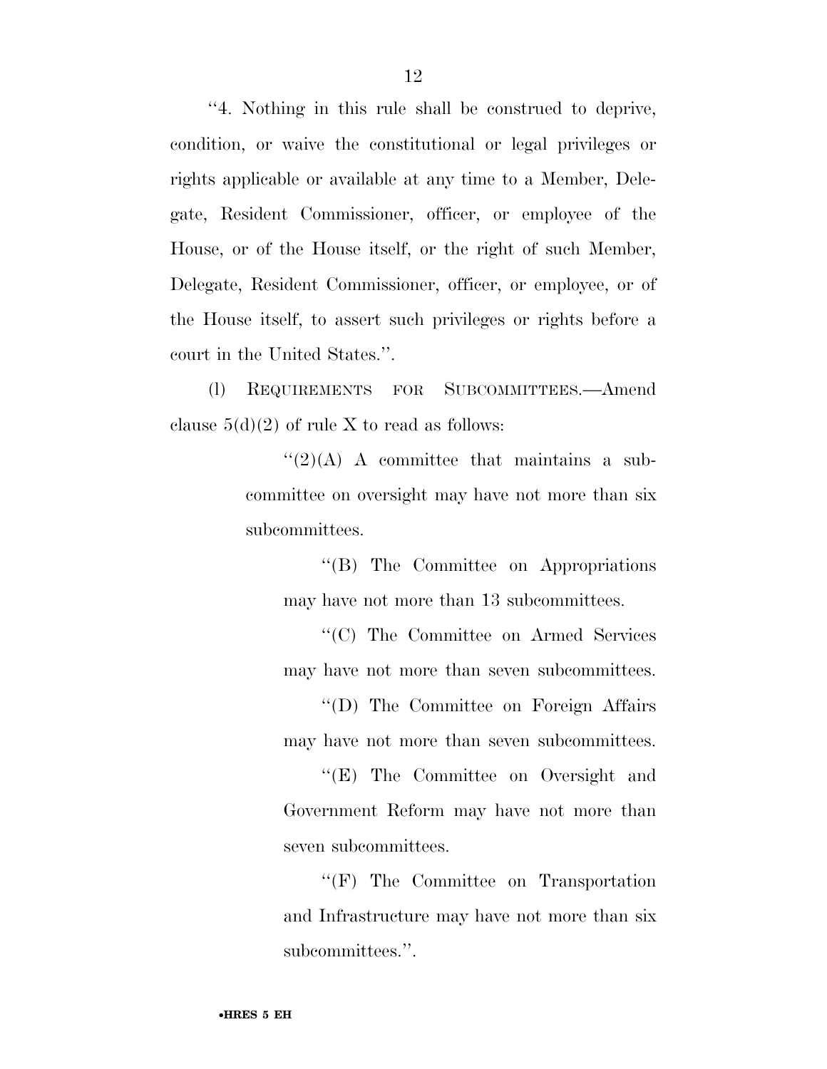"4. Nothing in this rule shall be construed to deprive, condition, or waive the constitutional or legal privileges or rights applicable or available at any time to a Member, Delegate, Resident Commissioner, officer, or employee of the House, or of the House itself, or the right of such Member, Delegate, Resident Commissioner, officer, or employee, or of the House itself, to assert such privileges or rights before a court in the United States.".

(l) REQUIREMENTS FOR SUBCOMMITTEES.—Amend clause 5(d)(2) of rule X to read as follows:

> "(2)(A) A committee that maintains a subcommittee on oversight may have not more than six subcommittees.
>
> "(B) The Committee on Appropriations may have not more than 13 subcommittees.
>
> "(C) The Committee on Armed Services may have not more than seven subcommittees.
>
> "(D) The Committee on Foreign Affairs may have not more than seven subcommittees.
>
> "(E) The Committee on Oversight and Government Reform may have not more than seven subcommittees.
>
> "(F) The Committee on Transportation and Infrastructure may have not more than six subcommittees.".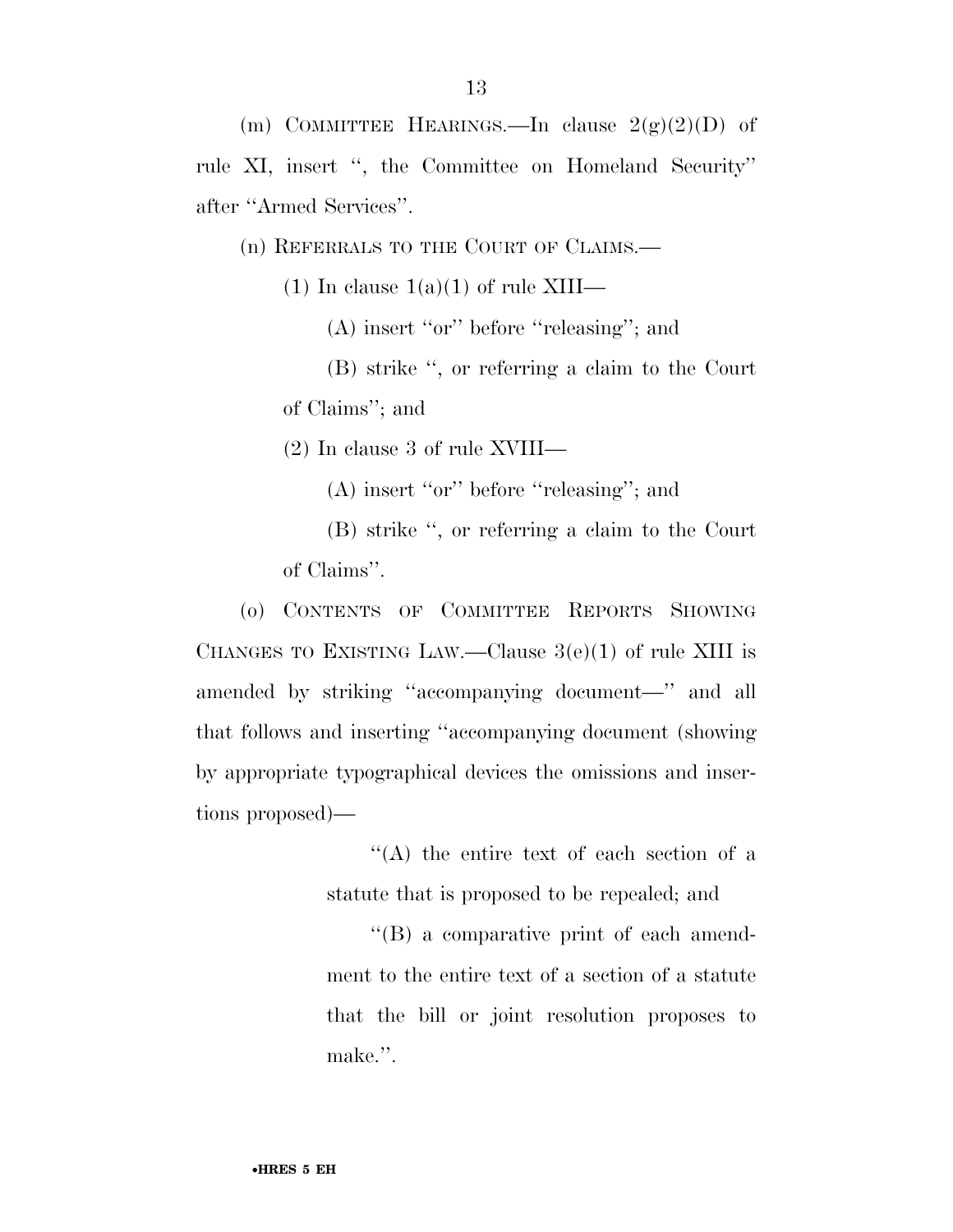(m) COMMITTEE HEARINGS.—In clause 2(g)(2)(D) of rule XI, insert '', the Committee on Homeland Security'' after ''Armed Services''.

(n) REFERRALS TO THE COURT OF CLAIMS.—

(1) In clause 1(a)(1) of rule XIII—

(A) insert ''or'' before ''releasing''; and

(B) strike '', or referring a claim to the Court of Claims''; and

(2) In clause 3 of rule XVIII—

(A) insert ''or'' before ''releasing''; and

(B) strike '', or referring a claim to the Court of Claims''.

(o) CONTENTS OF COMMITTEE REPORTS SHOWING CHANGES TO EXISTING LAW.—Clause 3(e)(1) of rule XIII is amended by striking ''accompanying document—'' and all that follows and inserting ''accompanying document (showing by appropriate typographical devices the omissions and insertions proposed)—

''(A) the entire text of each section of a statute that is proposed to be repealed; and

''(B) a comparative print of each amendment to the entire text of a section of a statute that the bill or joint resolution proposes to make.''.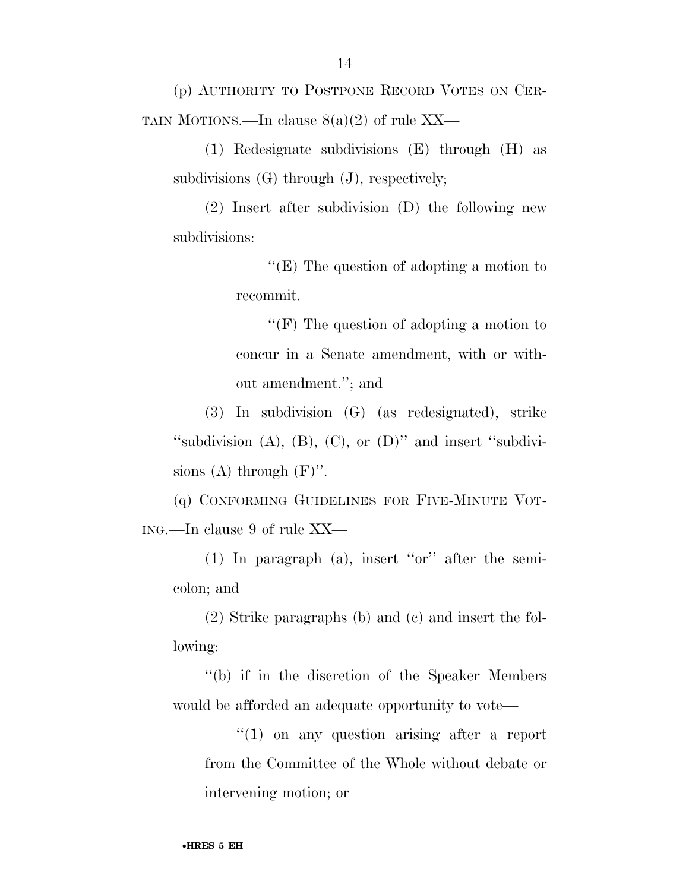(p) AUTHORITY TO POSTPONE RECORD VOTES ON CERTAIN MOTIONS.—In clause 8(a)(2) of rule XX—

(1) Redesignate subdivisions (E) through (H) as subdivisions (G) through (J), respectively;

(2) Insert after subdivision (D) the following new subdivisions:

''(E) The question of adopting a motion to recommit.

''(F) The question of adopting a motion to concur in a Senate amendment, with or without amendment.''; and

(3) In subdivision (G) (as redesignated), strike ''subdivision (A), (B), (C), or (D)'' and insert ''subdivisions (A) through (F)''.

(q) CONFORMING GUIDELINES FOR FIVE-MINUTE VOTING.—In clause 9 of rule XX—

(1) In paragraph (a), insert ''or'' after the semicolon; and

(2) Strike paragraphs (b) and (c) and insert the following:

''(b) if in the discretion of the Speaker Members would be afforded an adequate opportunity to vote—

''(1) on any question arising after a report from the Committee of the Whole without debate or intervening motion; or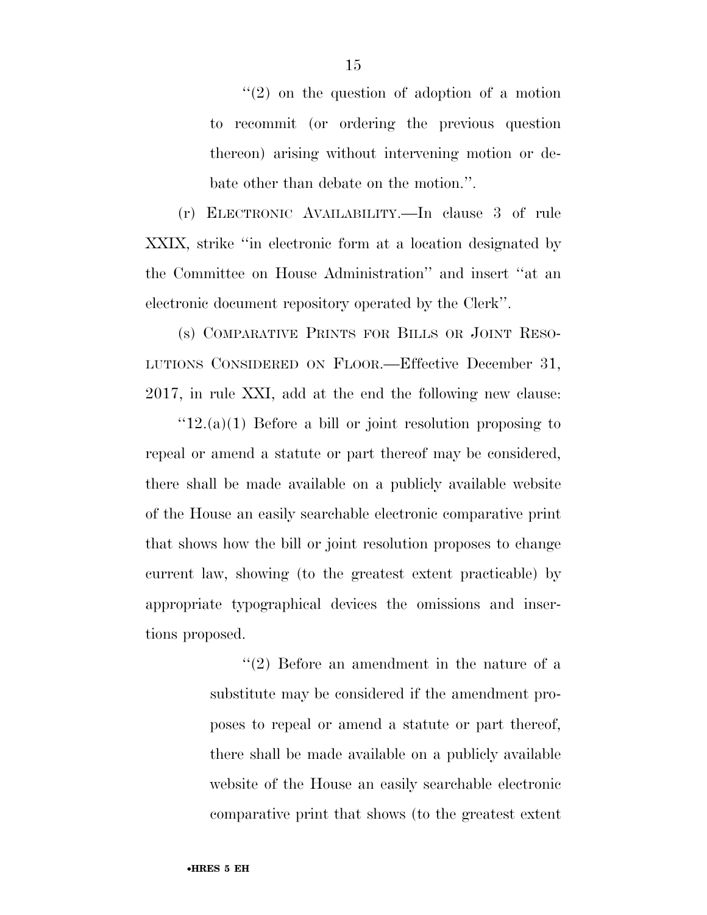''(2) on the question of adoption of a motion to recommit (or ordering the previous question thereon) arising without intervening motion or debate other than debate on the motion.''.

(r) ELECTRONIC AVAILABILITY.—In clause 3 of rule XXIX, strike ''in electronic form at a location designated by the Committee on House Administration'' and insert ''at an electronic document repository operated by the Clerk''.

(s) COMPARATIVE PRINTS FOR BILLS OR JOINT RESOLUTIONS CONSIDERED ON FLOOR.—Effective December 31, 2017, in rule XXI, add at the end the following new clause:

''12.(a)(1) Before a bill or joint resolution proposing to repeal or amend a statute or part thereof may be considered, there shall be made available on a publicly available website of the House an easily searchable electronic comparative print that shows how the bill or joint resolution proposes to change current law, showing (to the greatest extent practicable) by appropriate typographical devices the omissions and insertions proposed.

''(2) Before an amendment in the nature of a substitute may be considered if the amendment proposes to repeal or amend a statute or part thereof, there shall be made available on a publicly available website of the House an easily searchable electronic comparative print that shows (to the greatest extent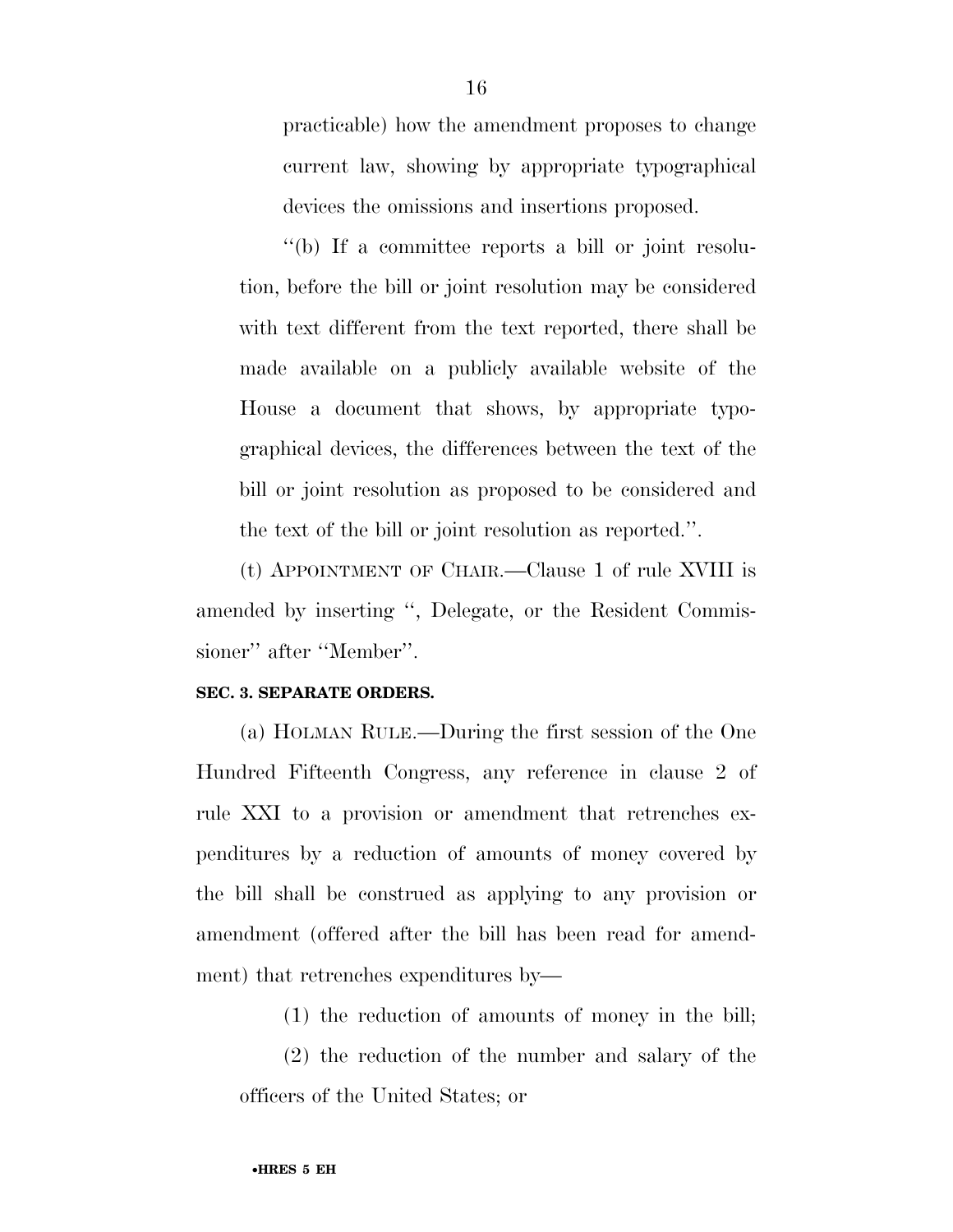practicable) how the amendment proposes to change current law, showing by appropriate typographical devices the omissions and insertions proposed.

"(b) If a committee reports a bill or joint resolution, before the bill or joint resolution may be considered with text different from the text reported, there shall be made available on a publicly available website of the House a document that shows, by appropriate typographical devices, the differences between the text of the bill or joint resolution as proposed to be considered and the text of the bill or joint resolution as reported.".

(t) APPOINTMENT OF CHAIR.—Clause 1 of rule XVIII is amended by inserting ", Delegate, or the Resident Commissioner" after "Member".

**SEC. 3. SEPARATE ORDERS.**

(a) HOLMAN RULE.—During the first session of the One Hundred Fifteenth Congress, any reference in clause 2 of rule XXI to a provision or amendment that retrenches expenditures by a reduction of amounts of money covered by the bill shall be construed as applying to any provision or amendment (offered after the bill has been read for amendment) that retrenches expenditures by—

(1) the reduction of amounts of money in the bill;

(2) the reduction of the number and salary of the officers of the United States; or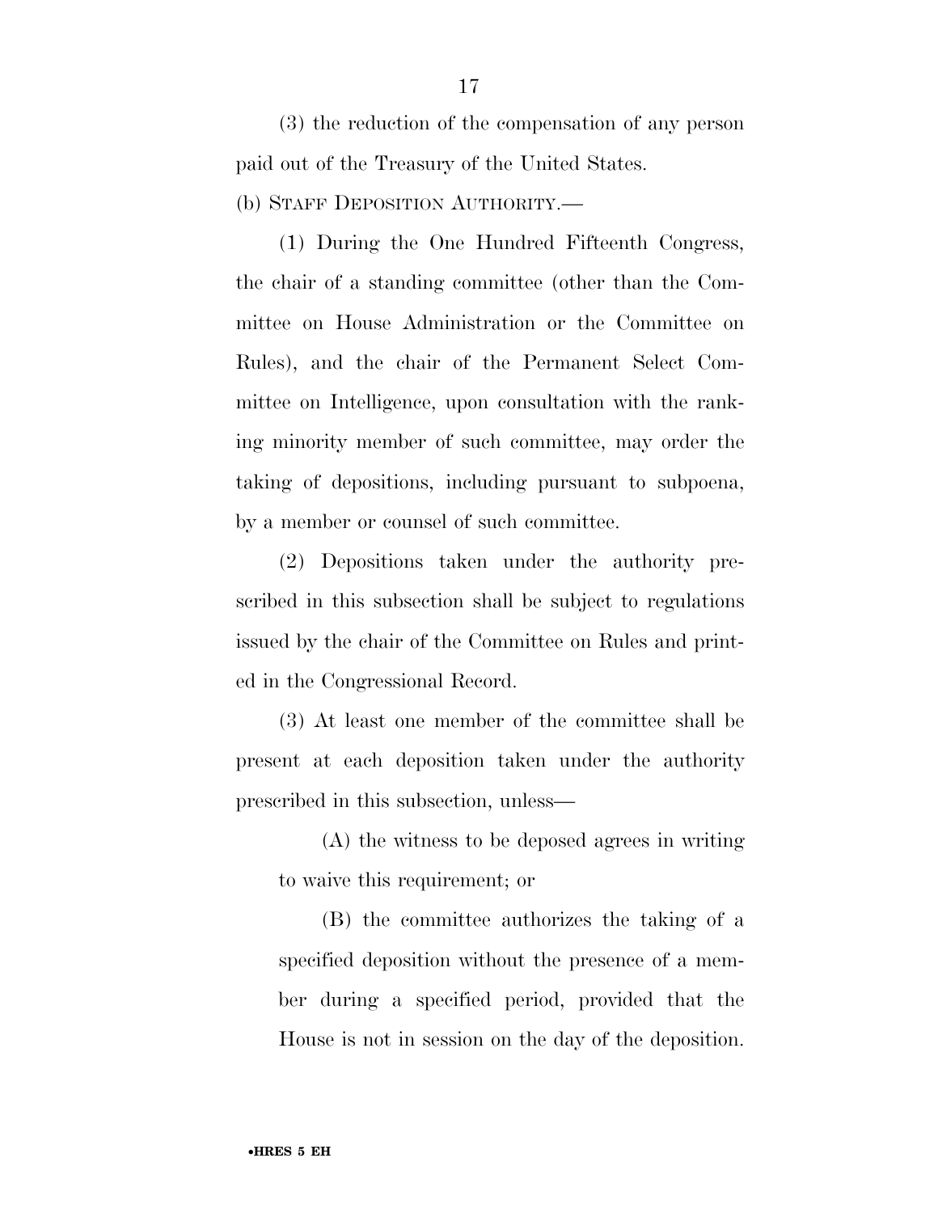(3) the reduction of the compensation of any person paid out of the Treasury of the United States.

(b) STAFF DEPOSITION AUTHORITY.—

(1) During the One Hundred Fifteenth Congress, the chair of a standing committee (other than the Committee on House Administration or the Committee on Rules), and the chair of the Permanent Select Committee on Intelligence, upon consultation with the ranking minority member of such committee, may order the taking of depositions, including pursuant to subpoena, by a member or counsel of such committee.

(2) Depositions taken under the authority prescribed in this subsection shall be subject to regulations issued by the chair of the Committee on Rules and printed in the Congressional Record.

(3) At least one member of the committee shall be present at each deposition taken under the authority prescribed in this subsection, unless—

(A) the witness to be deposed agrees in writing to waive this requirement; or

(B) the committee authorizes the taking of a specified deposition without the presence of a member during a specified period, provided that the House is not in session on the day of the deposition.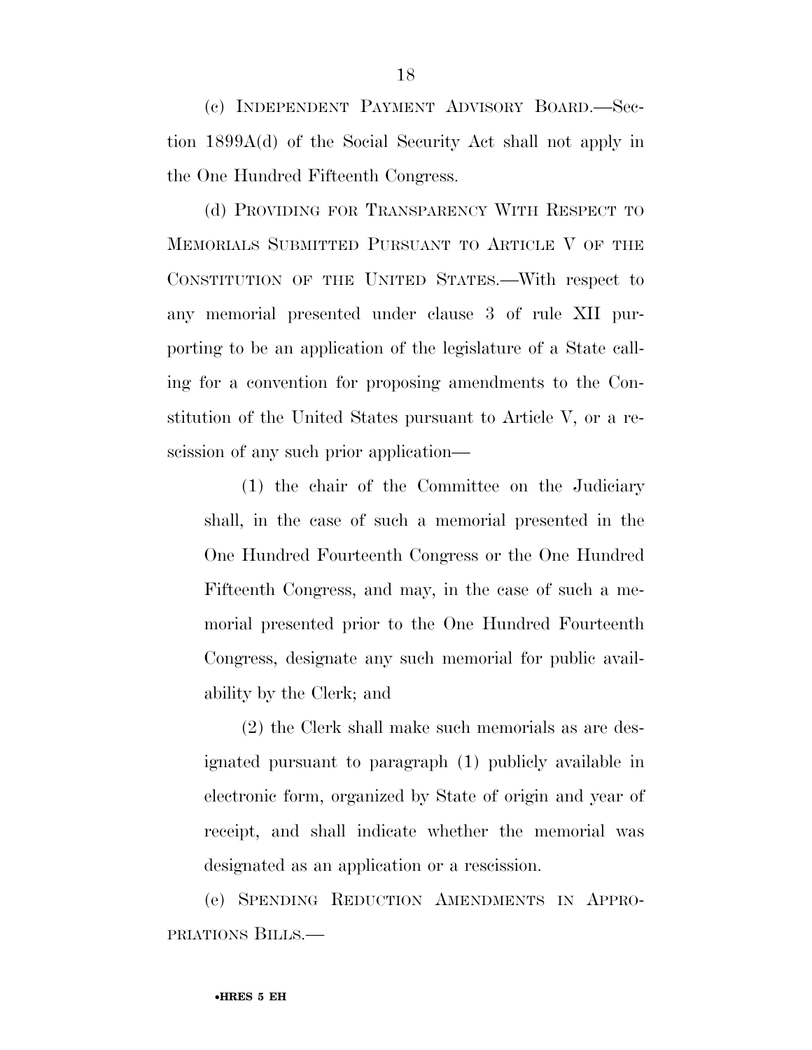(c) INDEPENDENT PAYMENT ADVISORY BOARD.—Section 1899A(d) of the Social Security Act shall not apply in the One Hundred Fifteenth Congress.

(d) PROVIDING FOR TRANSPARENCY WITH RESPECT TO MEMORIALS SUBMITTED PURSUANT TO ARTICLE V OF THE CONSTITUTION OF THE UNITED STATES.—With respect to any memorial presented under clause 3 of rule XII purporting to be an application of the legislature of a State calling for a convention for proposing amendments to the Constitution of the United States pursuant to Article V, or a rescission of any such prior application—

(1) the chair of the Committee on the Judiciary shall, in the case of such a memorial presented in the One Hundred Fourteenth Congress or the One Hundred Fifteenth Congress, and may, in the case of such a memorial presented prior to the One Hundred Fourteenth Congress, designate any such memorial for public availability by the Clerk; and

(2) the Clerk shall make such memorials as are designated pursuant to paragraph (1) publicly available in electronic form, organized by State of origin and year of receipt, and shall indicate whether the memorial was designated as an application or a rescission.

(e) SPENDING REDUCTION AMENDMENTS IN APPROPRIATIONS BILLS.—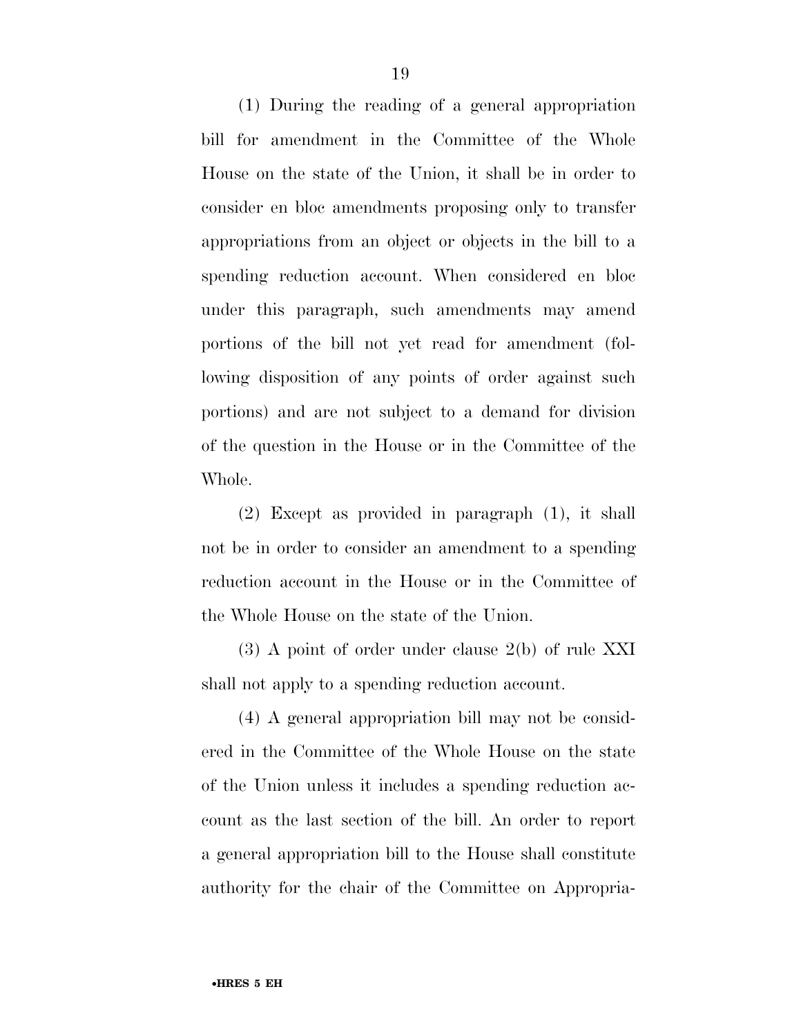(1) During the reading of a general appropriation bill for amendment in the Committee of the Whole House on the state of the Union, it shall be in order to consider en bloc amendments proposing only to transfer appropriations from an object or objects in the bill to a spending reduction account. When considered en bloc under this paragraph, such amendments may amend portions of the bill not yet read for amendment (following disposition of any points of order against such portions) and are not subject to a demand for division of the question in the House or in the Committee of the Whole.

(2) Except as provided in paragraph (1), it shall not be in order to consider an amendment to a spending reduction account in the House or in the Committee of the Whole House on the state of the Union.

(3) A point of order under clause 2(b) of rule XXI shall not apply to a spending reduction account.

(4) A general appropriation bill may not be considered in the Committee of the Whole House on the state of the Union unless it includes a spending reduction account as the last section of the bill. An order to report a general appropriation bill to the House shall constitute authority for the chair of the Committee on Appropria-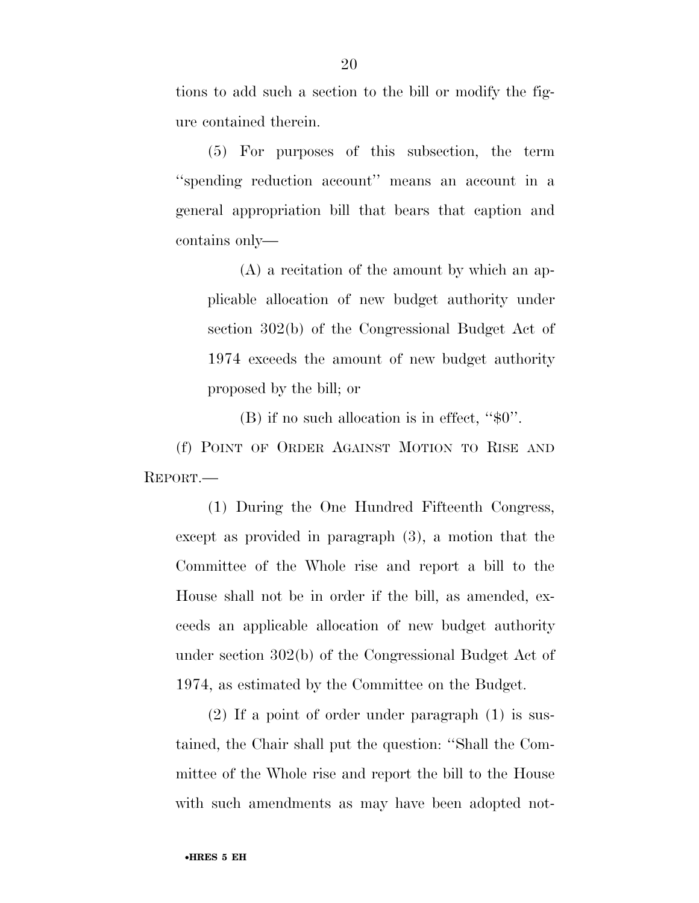tions to add such a section to the bill or modify the figure contained therein.

(5) For purposes of this subsection, the term ''spending reduction account'' means an account in a general appropriation bill that bears that caption and contains only—

(A) a recitation of the amount by which an applicable allocation of new budget authority under section 302(b) of the Congressional Budget Act of 1974 exceeds the amount of new budget authority proposed by the bill; or

(B) if no such allocation is in effect, ''$0''.

(f) POINT OF ORDER AGAINST MOTION TO RISE AND REPORT.—

(1) During the One Hundred Fifteenth Congress, except as provided in paragraph (3), a motion that the Committee of the Whole rise and report a bill to the House shall not be in order if the bill, as amended, exceeds an applicable allocation of new budget authority under section 302(b) of the Congressional Budget Act of 1974, as estimated by the Committee on the Budget.

(2) If a point of order under paragraph (1) is sustained, the Chair shall put the question: ''Shall the Committee of the Whole rise and report the bill to the House with such amendments as may have been adopted not-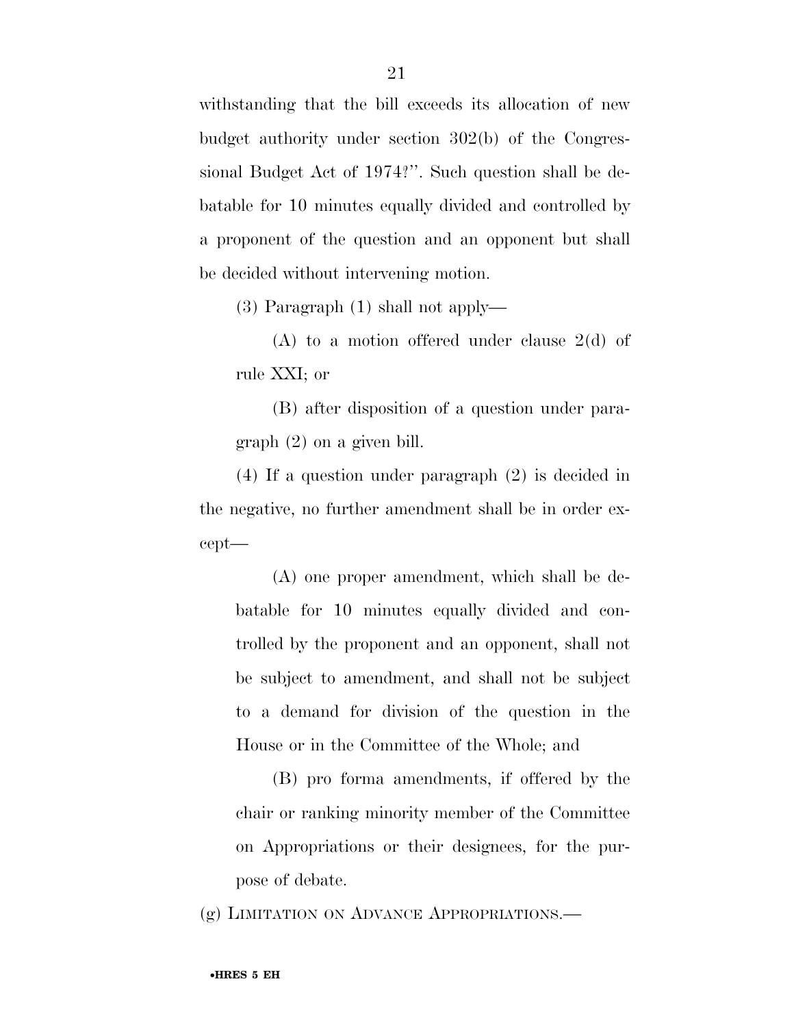withstanding that the bill exceeds its allocation of new budget authority under section 302(b) of the Congressional Budget Act of 1974?''. Such question shall be debatable for 10 minutes equally divided and controlled by a proponent of the question and an opponent but shall be decided without intervening motion.

(3) Paragraph (1) shall not apply—

(A) to a motion offered under clause 2(d) of rule XXI; or

(B) after disposition of a question under paragraph (2) on a given bill.

(4) If a question under paragraph (2) is decided in the negative, no further amendment shall be in order except—

(A) one proper amendment, which shall be debatable for 10 minutes equally divided and controlled by the proponent and an opponent, shall not be subject to amendment, and shall not be subject to a demand for division of the question in the House or in the Committee of the Whole; and

(B) pro forma amendments, if offered by the chair or ranking minority member of the Committee on Appropriations or their designees, for the purpose of debate.

(g) LIMITATION ON ADVANCE APPROPRIATIONS.—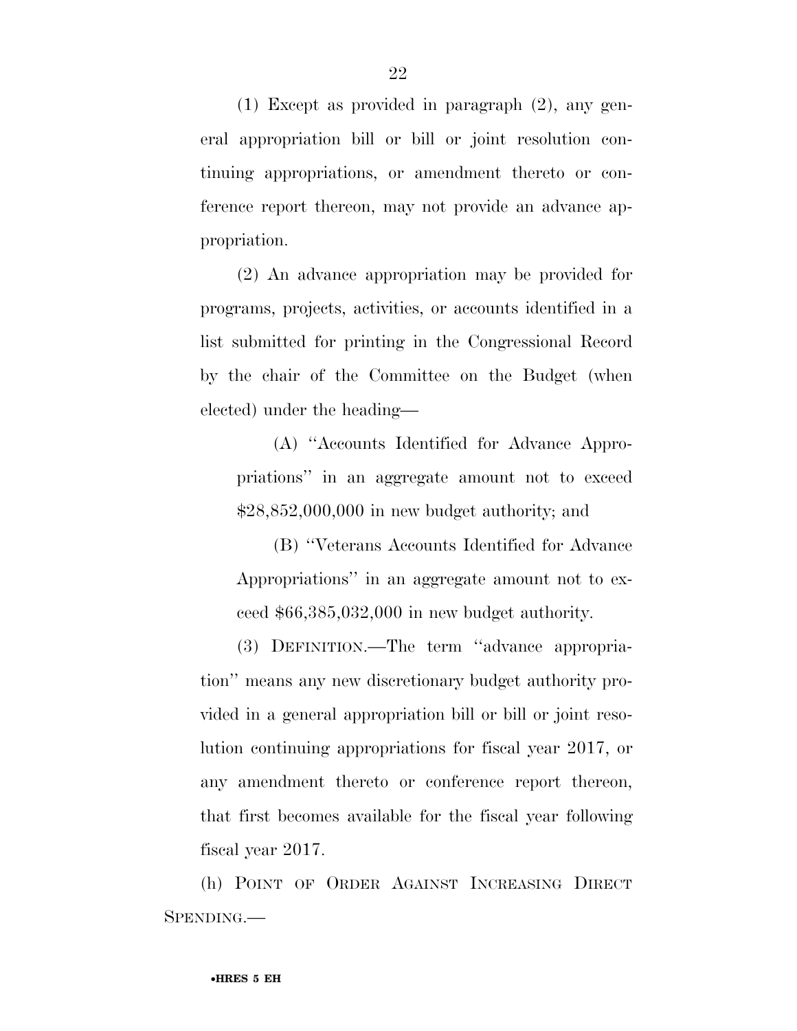(1) Except as provided in paragraph (2), any general appropriation bill or bill or joint resolution continuing appropriations, or amendment thereto or conference report thereon, may not provide an advance appropriation.

(2) An advance appropriation may be provided for programs, projects, activities, or accounts identified in a list submitted for printing in the Congressional Record by the chair of the Committee on the Budget (when elected) under the heading—

(A) ''Accounts Identified for Advance Appropriations'' in an aggregate amount not to exceed $28,852,000,000 in new budget authority; and

(B) ''Veterans Accounts Identified for Advance Appropriations'' in an aggregate amount not to exceed $66,385,032,000 in new budget authority.

(3) DEFINITION.—The term ''advance appropriation'' means any new discretionary budget authority provided in a general appropriation bill or bill or joint resolution continuing appropriations for fiscal year 2017, or any amendment thereto or conference report thereon, that first becomes available for the fiscal year following fiscal year 2017.

(h) POINT OF ORDER AGAINST INCREASING DIRECT SPENDING.—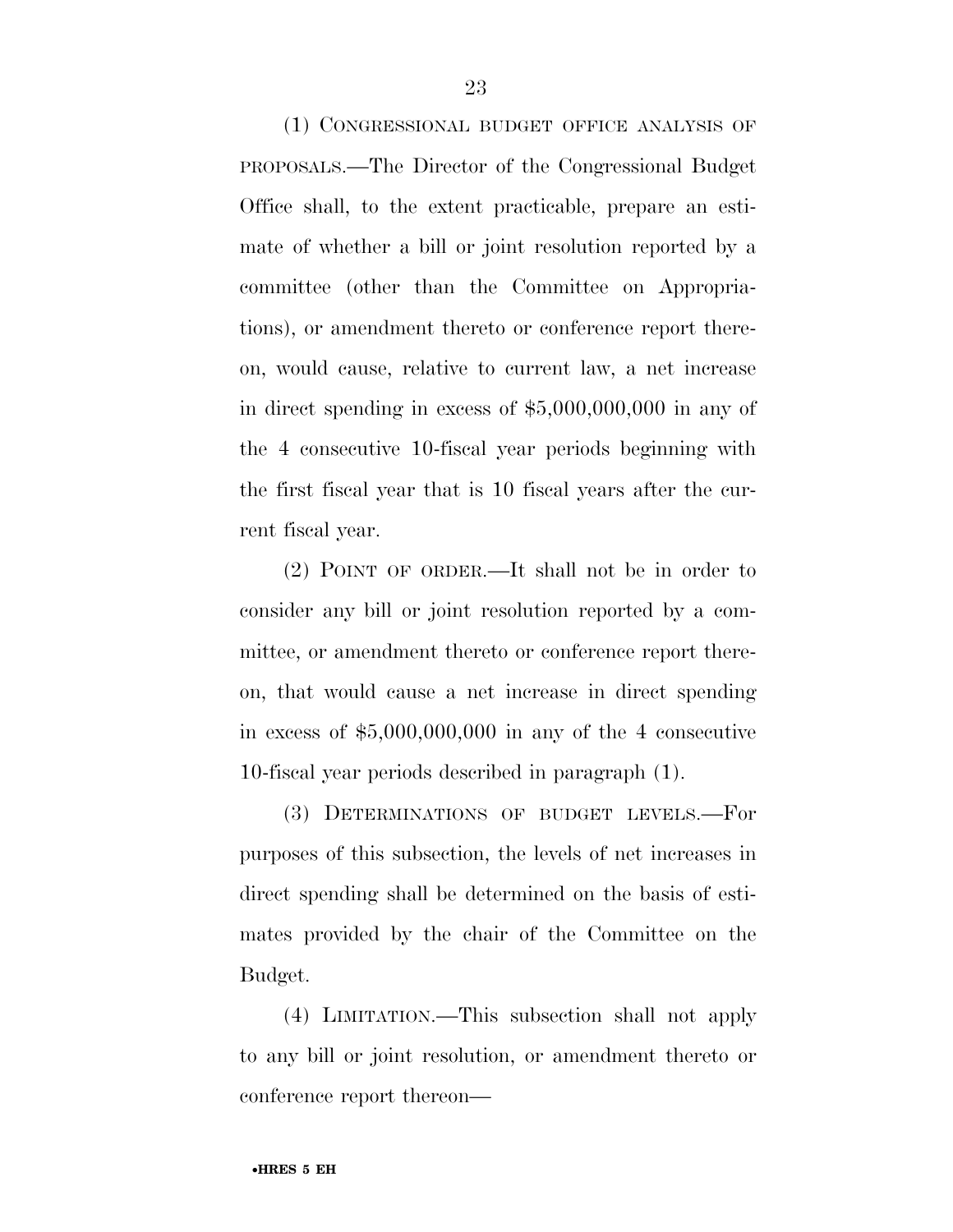(1) CONGRESSIONAL BUDGET OFFICE ANALYSIS OF PROPOSALS.—The Director of the Congressional Budget Office shall, to the extent practicable, prepare an estimate of whether a bill or joint resolution reported by a committee (other than the Committee on Appropriations), or amendment thereto or conference report thereon, would cause, relative to current law, a net increase in direct spending in excess of $5,000,000,000 in any of the 4 consecutive 10-fiscal year periods beginning with the first fiscal year that is 10 fiscal years after the current fiscal year.

(2) POINT OF ORDER.—It shall not be in order to consider any bill or joint resolution reported by a committee, or amendment thereto or conference report thereon, that would cause a net increase in direct spending in excess of $5,000,000,000 in any of the 4 consecutive 10-fiscal year periods described in paragraph (1).

(3) DETERMINATIONS OF BUDGET LEVELS.—For purposes of this subsection, the levels of net increases in direct spending shall be determined on the basis of estimates provided by the chair of the Committee on the Budget.

(4) LIMITATION.—This subsection shall not apply to any bill or joint resolution, or amendment thereto or conference report thereon—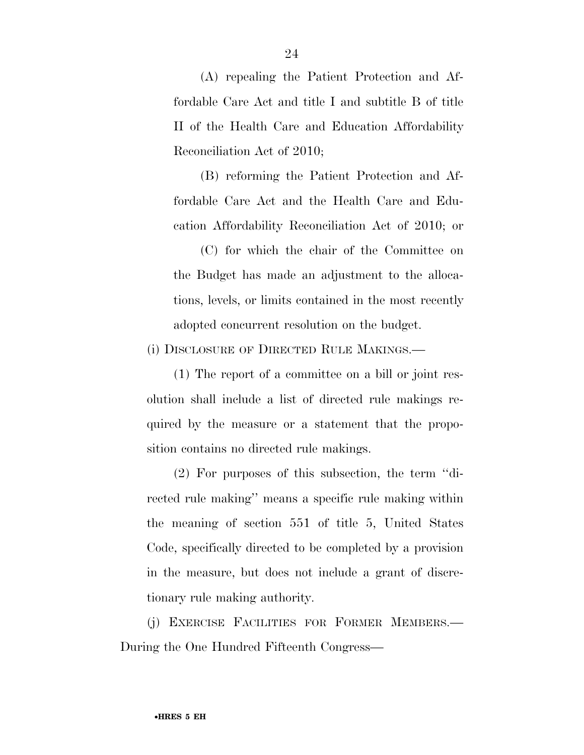(A) repealing the Patient Protection and Affordable Care Act and title I and subtitle B of title II of the Health Care and Education Affordability Reconciliation Act of 2010;

(B) reforming the Patient Protection and Affordable Care Act and the Health Care and Education Affordability Reconciliation Act of 2010; or

(C) for which the chair of the Committee on the Budget has made an adjustment to the allocations, levels, or limits contained in the most recently adopted concurrent resolution on the budget.

(i) DISCLOSURE OF DIRECTED RULE MAKINGS.—

(1) The report of a committee on a bill or joint resolution shall include a list of directed rule makings required by the measure or a statement that the proposition contains no directed rule makings.

(2) For purposes of this subsection, the term ''directed rule making'' means a specific rule making within the meaning of section 551 of title 5, United States Code, specifically directed to be completed by a provision in the measure, but does not include a grant of discretionary rule making authority.

(j) EXERCISE FACILITIES FOR FORMER MEMBERS.— During the One Hundred Fifteenth Congress—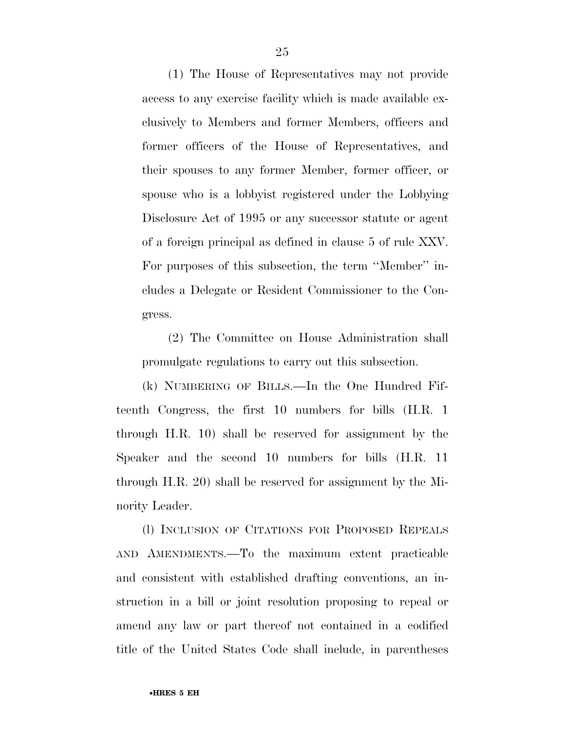(1) The House of Representatives may not provide access to any exercise facility which is made available exclusively to Members and former Members, officers and former officers of the House of Representatives, and their spouses to any former Member, former officer, or spouse who is a lobbyist registered under the Lobbying Disclosure Act of 1995 or any successor statute or agent of a foreign principal as defined in clause 5 of rule XXV. For purposes of this subsection, the term ''Member'' includes a Delegate or Resident Commissioner to the Congress.

(2) The Committee on House Administration shall promulgate regulations to carry out this subsection.

(k) NUMBERING OF BILLS.—In the One Hundred Fifteenth Congress, the first 10 numbers for bills (H.R. 1 through H.R. 10) shall be reserved for assignment by the Speaker and the second 10 numbers for bills (H.R. 11 through H.R. 20) shall be reserved for assignment by the Minority Leader.

(l) INCLUSION OF CITATIONS FOR PROPOSED REPEALS AND AMENDMENTS.—To the maximum extent practicable and consistent with established drafting conventions, an instruction in a bill or joint resolution proposing to repeal or amend any law or part thereof not contained in a codified title of the United States Code shall include, in parentheses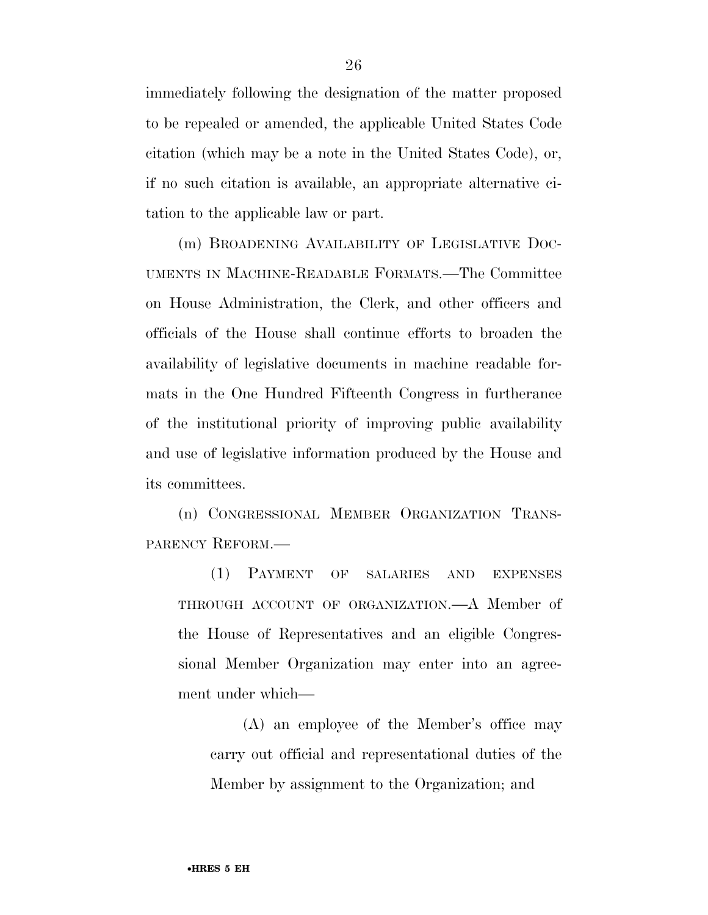immediately following the designation of the matter proposed to be repealed or amended, the applicable United States Code citation (which may be a note in the United States Code), or, if no such citation is available, an appropriate alternative citation to the applicable law or part.

(m) BROADENING AVAILABILITY OF LEGISLATIVE DOCUMENTS IN MACHINE-READABLE FORMATS.—The Committee on House Administration, the Clerk, and other officers and officials of the House shall continue efforts to broaden the availability of legislative documents in machine readable formats in the One Hundred Fifteenth Congress in furtherance of the institutional priority of improving public availability and use of legislative information produced by the House and its committees.

(n) CONGRESSIONAL MEMBER ORGANIZATION TRANSPARENCY REFORM.—

(1) PAYMENT OF SALARIES AND EXPENSES THROUGH ACCOUNT OF ORGANIZATION.—A Member of the House of Representatives and an eligible Congressional Member Organization may enter into an agreement under which—

(A) an employee of the Member's office may carry out official and representational duties of the Member by assignment to the Organization; and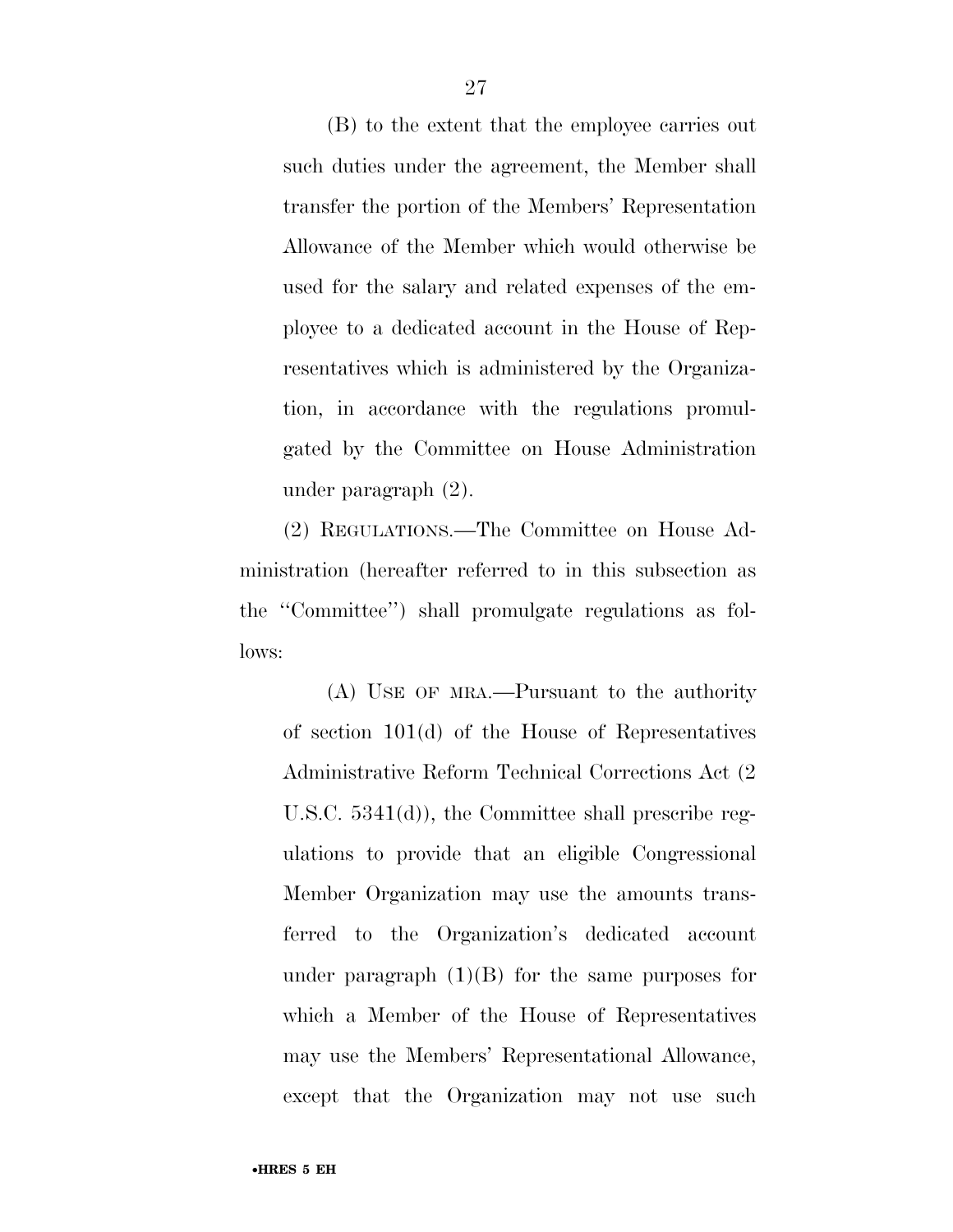(B) to the extent that the employee carries out such duties under the agreement, the Member shall transfer the portion of the Members' Representation Allowance of the Member which would otherwise be used for the salary and related expenses of the employee to a dedicated account in the House of Representatives which is administered by the Organization, in accordance with the regulations promulgated by the Committee on House Administration under paragraph (2).

(2) REGULATIONS.—The Committee on House Administration (hereafter referred to in this subsection as the "Committee") shall promulgate regulations as follows:

(A) USE OF MRA.—Pursuant to the authority of section 101(d) of the House of Representatives Administrative Reform Technical Corrections Act (2 U.S.C. 5341(d)), the Committee shall prescribe regulations to provide that an eligible Congressional Member Organization may use the amounts transferred to the Organization's dedicated account under paragraph (1)(B) for the same purposes for which a Member of the House of Representatives may use the Members' Representational Allowance, except that the Organization may not use such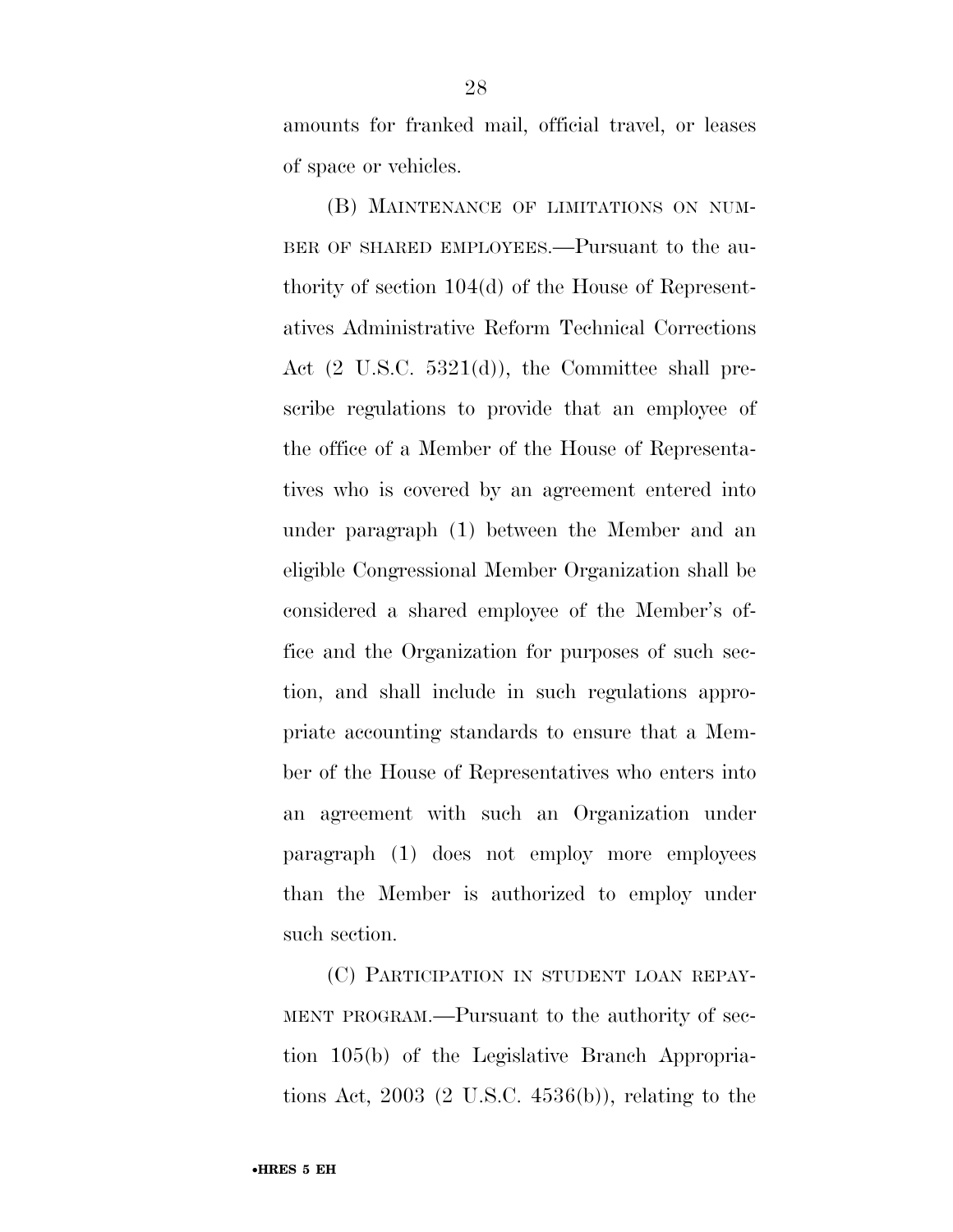amounts for franked mail, official travel, or leases of space or vehicles.

(B) MAINTENANCE OF LIMITATIONS ON NUMBER OF SHARED EMPLOYEES.—Pursuant to the authority of section 104(d) of the House of Representatives Administrative Reform Technical Corrections Act (2 U.S.C. 5321(d)), the Committee shall prescribe regulations to provide that an employee of the office of a Member of the House of Representatives who is covered by an agreement entered into under paragraph (1) between the Member and an eligible Congressional Member Organization shall be considered a shared employee of the Member's office and the Organization for purposes of such section, and shall include in such regulations appropriate accounting standards to ensure that a Member of the House of Representatives who enters into an agreement with such an Organization under paragraph (1) does not employ more employees than the Member is authorized to employ under such section.

(C) PARTICIPATION IN STUDENT LOAN REPAYMENT PROGRAM.—Pursuant to the authority of section 105(b) of the Legislative Branch Appropriations Act, 2003 (2 U.S.C. 4536(b)), relating to the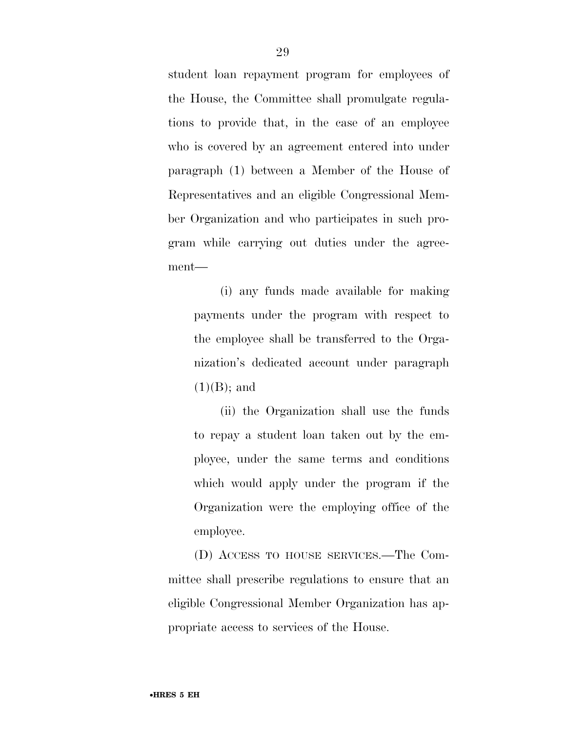student loan repayment program for employees of the House, the Committee shall promulgate regulations to provide that, in the case of an employee who is covered by an agreement entered into under paragraph (1) between a Member of the House of Representatives and an eligible Congressional Member Organization and who participates in such program while carrying out duties under the agreement—

(i) any funds made available for making payments under the program with respect to the employee shall be transferred to the Organization's dedicated account under paragraph (1)(B); and

(ii) the Organization shall use the funds to repay a student loan taken out by the employee, under the same terms and conditions which would apply under the program if the Organization were the employing office of the employee.

(D) ACCESS TO HOUSE SERVICES.—The Committee shall prescribe regulations to ensure that an eligible Congressional Member Organization has appropriate access to services of the House.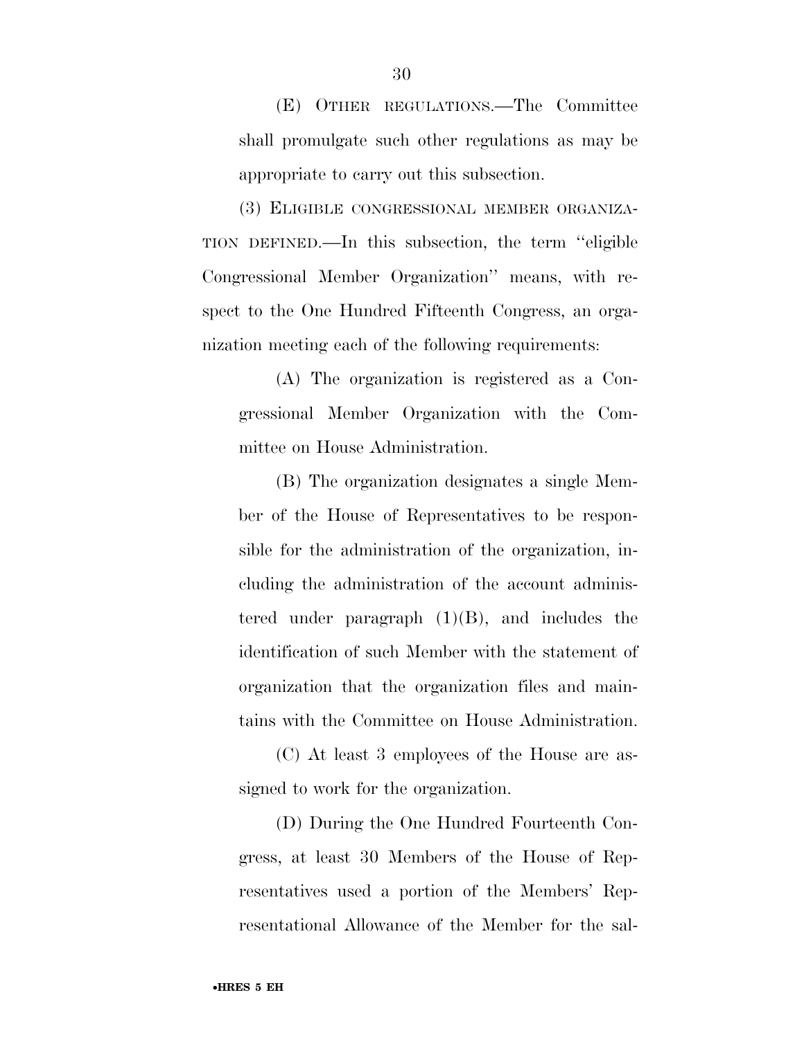(E) OTHER REGULATIONS.—The Committee shall promulgate such other regulations as may be appropriate to carry out this subsection.

(3) ELIGIBLE CONGRESSIONAL MEMBER ORGANIZATION DEFINED.—In this subsection, the term ''eligible Congressional Member Organization'' means, with respect to the One Hundred Fifteenth Congress, an organization meeting each of the following requirements:

(A) The organization is registered as a Congressional Member Organization with the Committee on House Administration.

(B) The organization designates a single Member of the House of Representatives to be responsible for the administration of the organization, including the administration of the account administered under paragraph (1)(B), and includes the identification of such Member with the statement of organization that the organization files and maintains with the Committee on House Administration.

(C) At least 3 employees of the House are assigned to work for the organization.

(D) During the One Hundred Fourteenth Congress, at least 30 Members of the House of Representatives used a portion of the Members' Representational Allowance of the Member for the sal-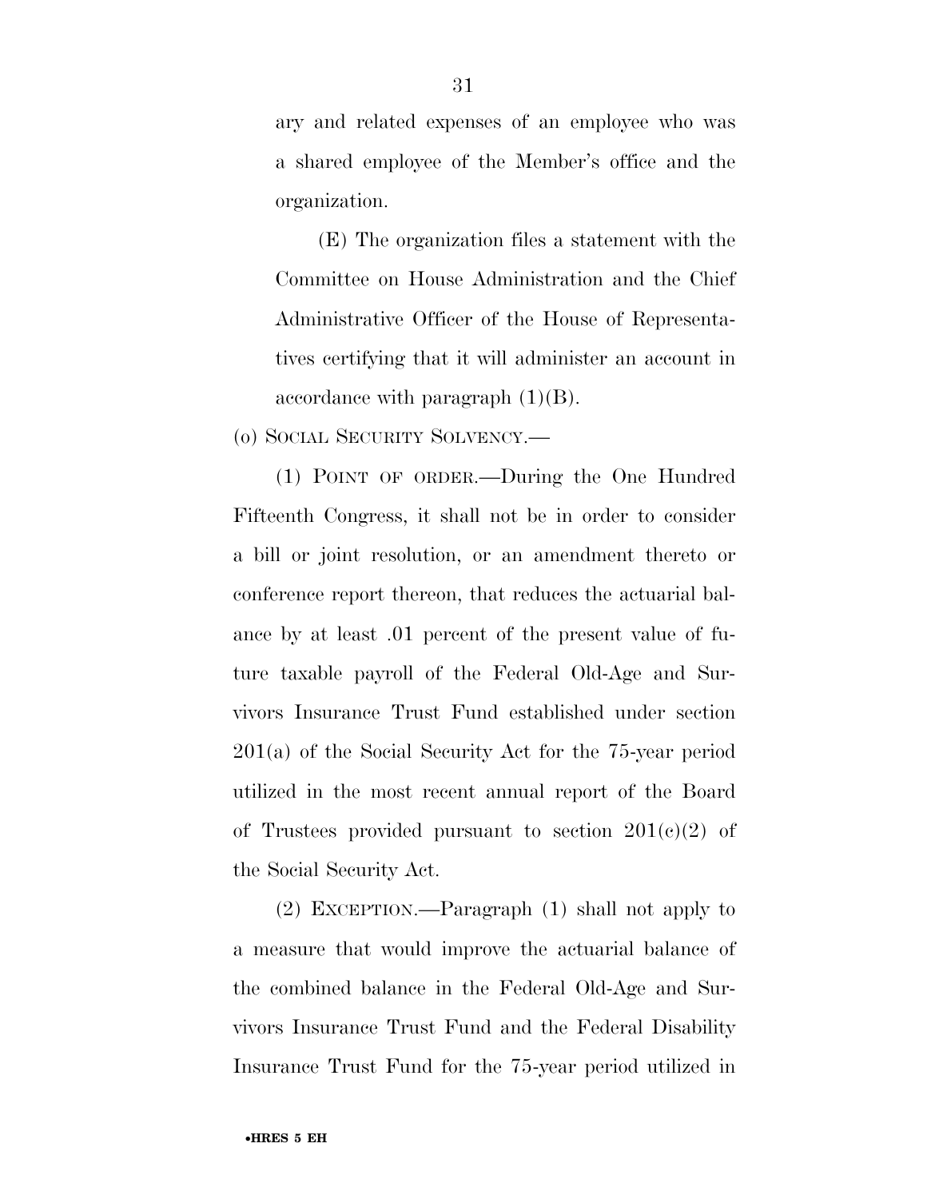ary and related expenses of an employee who was a shared employee of the Member's office and the organization.

(E) The organization files a statement with the Committee on House Administration and the Chief Administrative Officer of the House of Representatives certifying that it will administer an account in accordance with paragraph (1)(B).

(o) SOCIAL SECURITY SOLVENCY.—

(1) POINT OF ORDER.—During the One Hundred Fifteenth Congress, it shall not be in order to consider a bill or joint resolution, or an amendment thereto or conference report thereon, that reduces the actuarial balance by at least .01 percent of the present value of future taxable payroll of the Federal Old-Age and Survivors Insurance Trust Fund established under section 201(a) of the Social Security Act for the 75-year period utilized in the most recent annual report of the Board of Trustees provided pursuant to section 201(c)(2) of the Social Security Act.

(2) EXCEPTION.—Paragraph (1) shall not apply to a measure that would improve the actuarial balance of the combined balance in the Federal Old-Age and Survivors Insurance Trust Fund and the Federal Disability Insurance Trust Fund for the 75-year period utilized in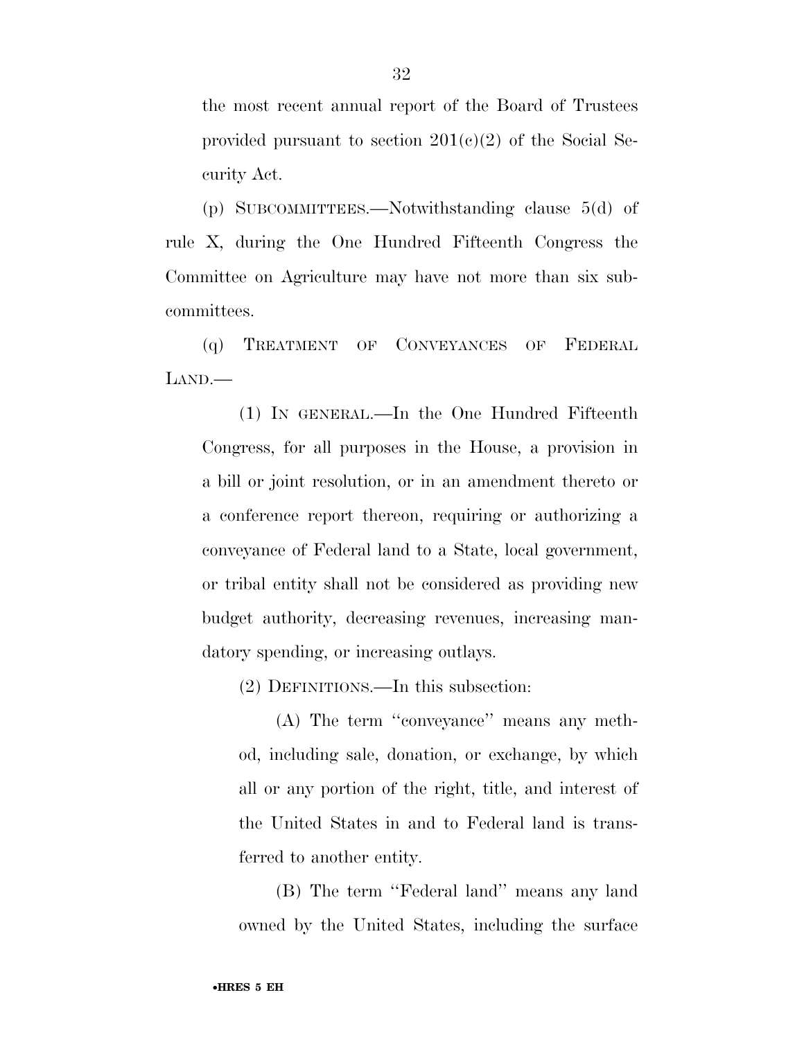the most recent annual report of the Board of Trustees provided pursuant to section 201(c)(2) of the Social Security Act.

(p) SUBCOMMITTEES.—Notwithstanding clause 5(d) of rule X, during the One Hundred Fifteenth Congress the Committee on Agriculture may have not more than six subcommittees.

(q) TREATMENT OF CONVEYANCES OF FEDERAL LAND.—

(1) IN GENERAL.—In the One Hundred Fifteenth Congress, for all purposes in the House, a provision in a bill or joint resolution, or in an amendment thereto or a conference report thereon, requiring or authorizing a conveyance of Federal land to a State, local government, or tribal entity shall not be considered as providing new budget authority, decreasing revenues, increasing mandatory spending, or increasing outlays.

(2) DEFINITIONS.—In this subsection:

(A) The term ''conveyance'' means any method, including sale, donation, or exchange, by which all or any portion of the right, title, and interest of the United States in and to Federal land is transferred to another entity.

(B) The term ''Federal land'' means any land owned by the United States, including the surface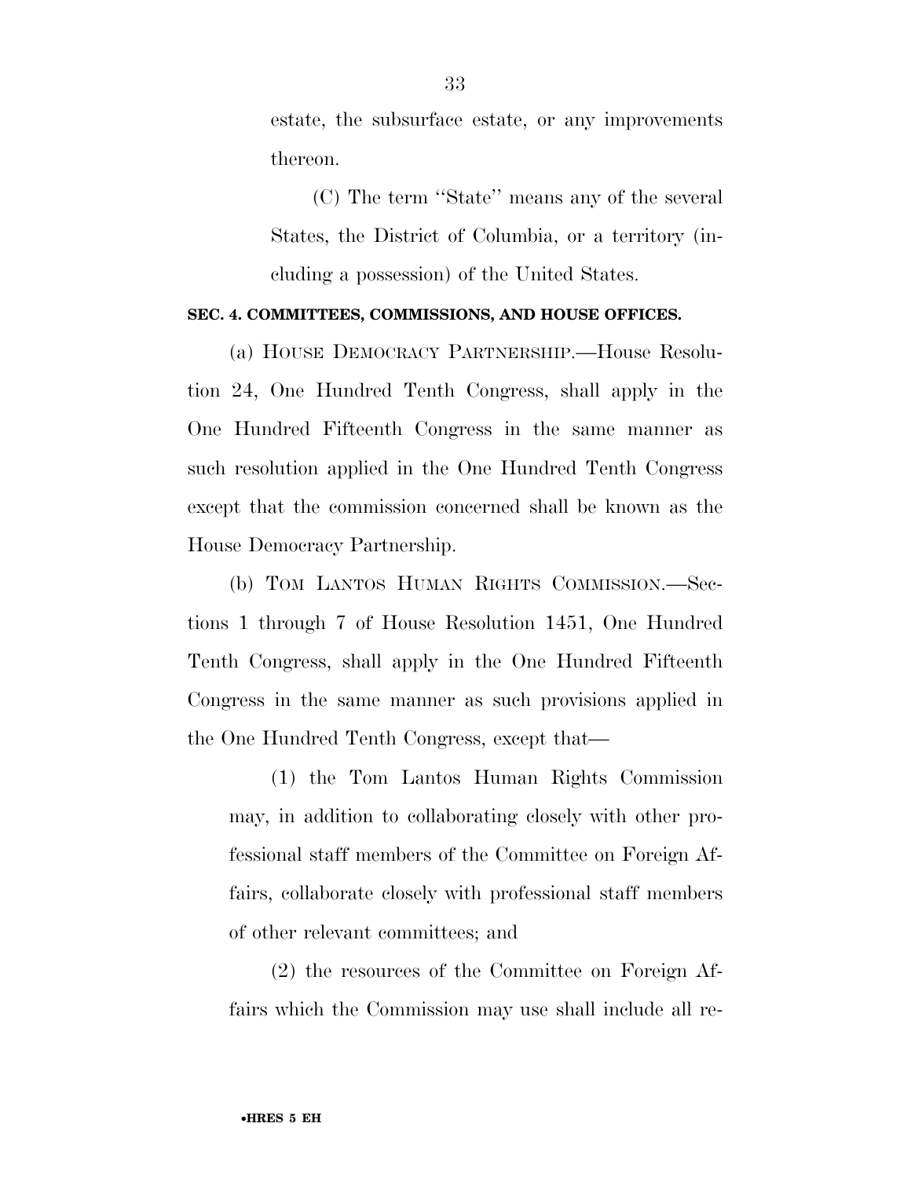estate, the subsurface estate, or any improvements thereon.

(C) The term ''State'' means any of the several States, the District of Columbia, or a territory (including a possession) of the United States.

**SEC. 4. COMMITTEES, COMMISSIONS, AND HOUSE OFFICES.**

(a) HOUSE DEMOCRACY PARTNERSHIP.—House Resolution 24, One Hundred Tenth Congress, shall apply in the One Hundred Fifteenth Congress in the same manner as such resolution applied in the One Hundred Tenth Congress except that the commission concerned shall be known as the House Democracy Partnership.

(b) TOM LANTOS HUMAN RIGHTS COMMISSION.—Sections 1 through 7 of House Resolution 1451, One Hundred Tenth Congress, shall apply in the One Hundred Fifteenth Congress in the same manner as such provisions applied in the One Hundred Tenth Congress, except that—

(1) the Tom Lantos Human Rights Commission may, in addition to collaborating closely with other professional staff members of the Committee on Foreign Affairs, collaborate closely with professional staff members of other relevant committees; and

(2) the resources of the Committee on Foreign Affairs which the Commission may use shall include all re-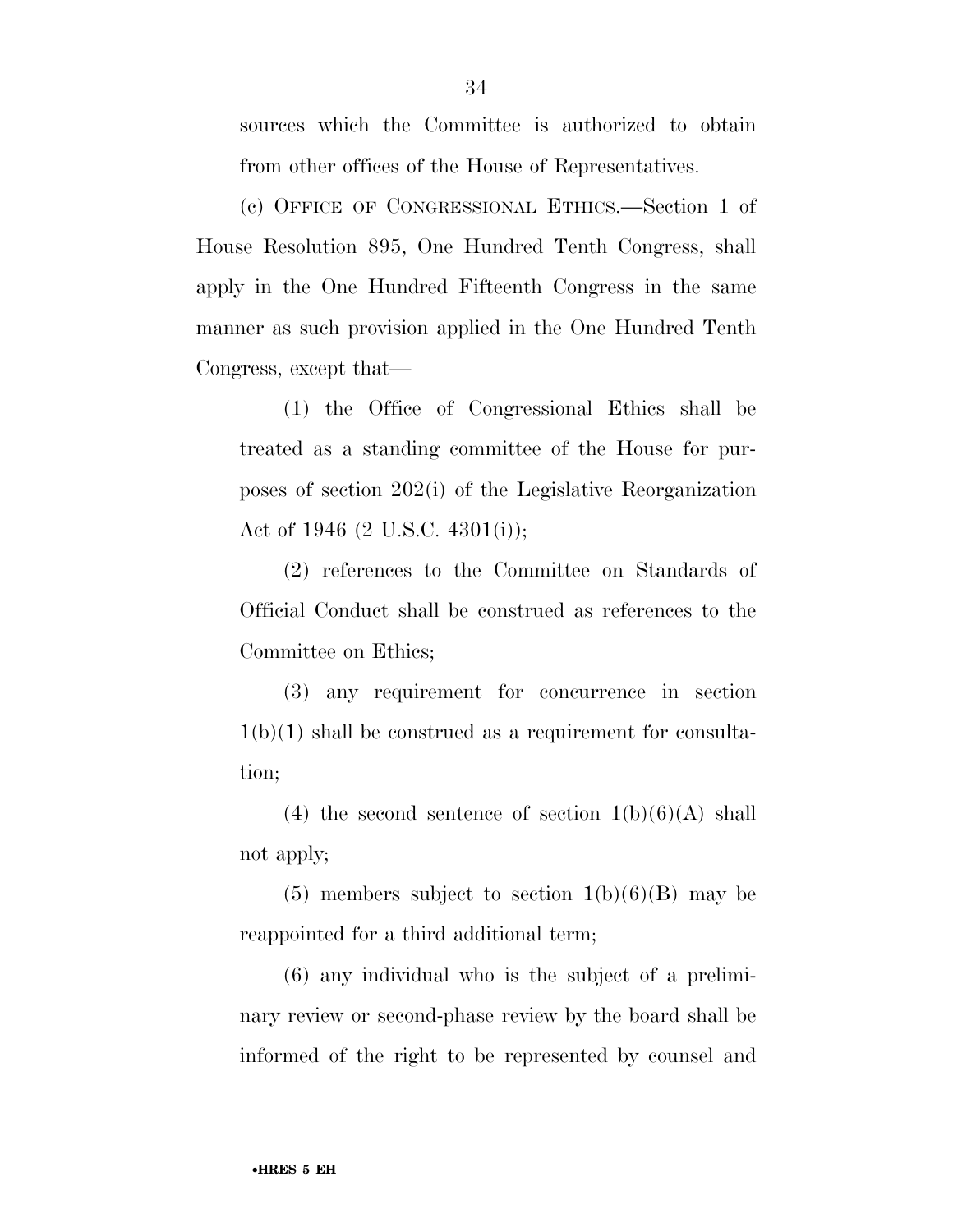sources which the Committee is authorized to obtain from other offices of the House of Representatives.

(c) OFFICE OF CONGRESSIONAL ETHICS.—Section 1 of House Resolution 895, One Hundred Tenth Congress, shall apply in the One Hundred Fifteenth Congress in the same manner as such provision applied in the One Hundred Tenth Congress, except that—

(1) the Office of Congressional Ethics shall be treated as a standing committee of the House for purposes of section 202(i) of the Legislative Reorganization Act of 1946 (2 U.S.C. 4301(i));

(2) references to the Committee on Standards of Official Conduct shall be construed as references to the Committee on Ethics;

(3) any requirement for concurrence in section 1(b)(1) shall be construed as a requirement for consultation;

(4) the second sentence of section 1(b)(6)(A) shall not apply;

(5) members subject to section 1(b)(6)(B) may be reappointed for a third additional term;

(6) any individual who is the subject of a preliminary review or second-phase review by the board shall be informed of the right to be represented by counsel and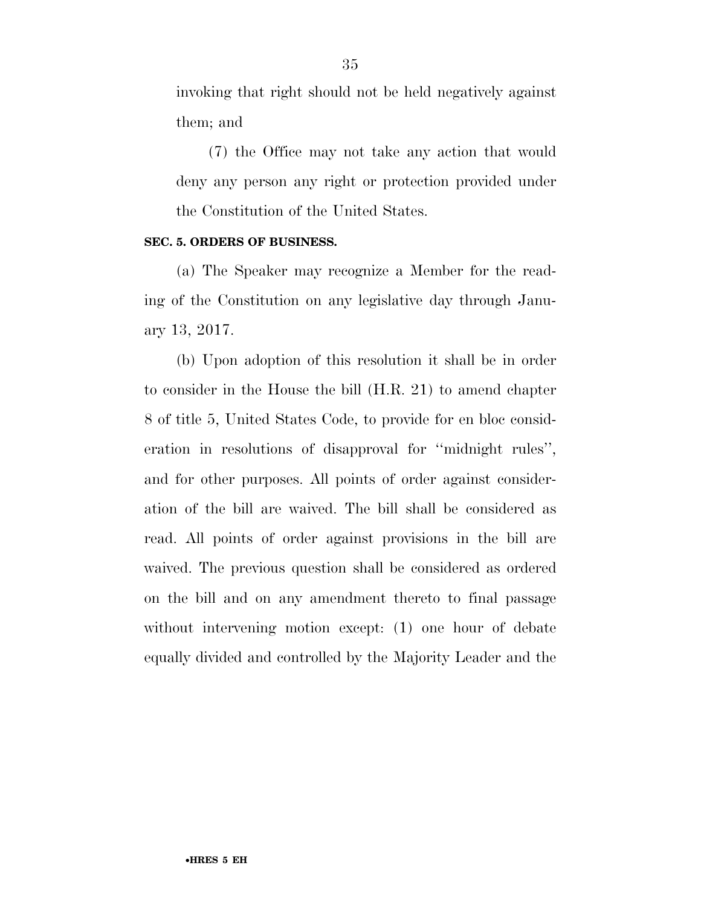invoking that right should not be held negatively against them; and

(7) the Office may not take any action that would deny any person any right or protection provided under the Constitution of the United States.

**SEC. 5. ORDERS OF BUSINESS.**

(a) The Speaker may recognize a Member for the reading of the Constitution on any legislative day through January 13, 2017.

(b) Upon adoption of this resolution it shall be in order to consider in the House the bill (H.R. 21) to amend chapter 8 of title 5, United States Code, to provide for en bloc consideration in resolutions of disapproval for ''midnight rules'', and for other purposes. All points of order against consideration of the bill are waived. The bill shall be considered as read. All points of order against provisions in the bill are waived. The previous question shall be considered as ordered on the bill and on any amendment thereto to final passage without intervening motion except: (1) one hour of debate equally divided and controlled by the Majority Leader and the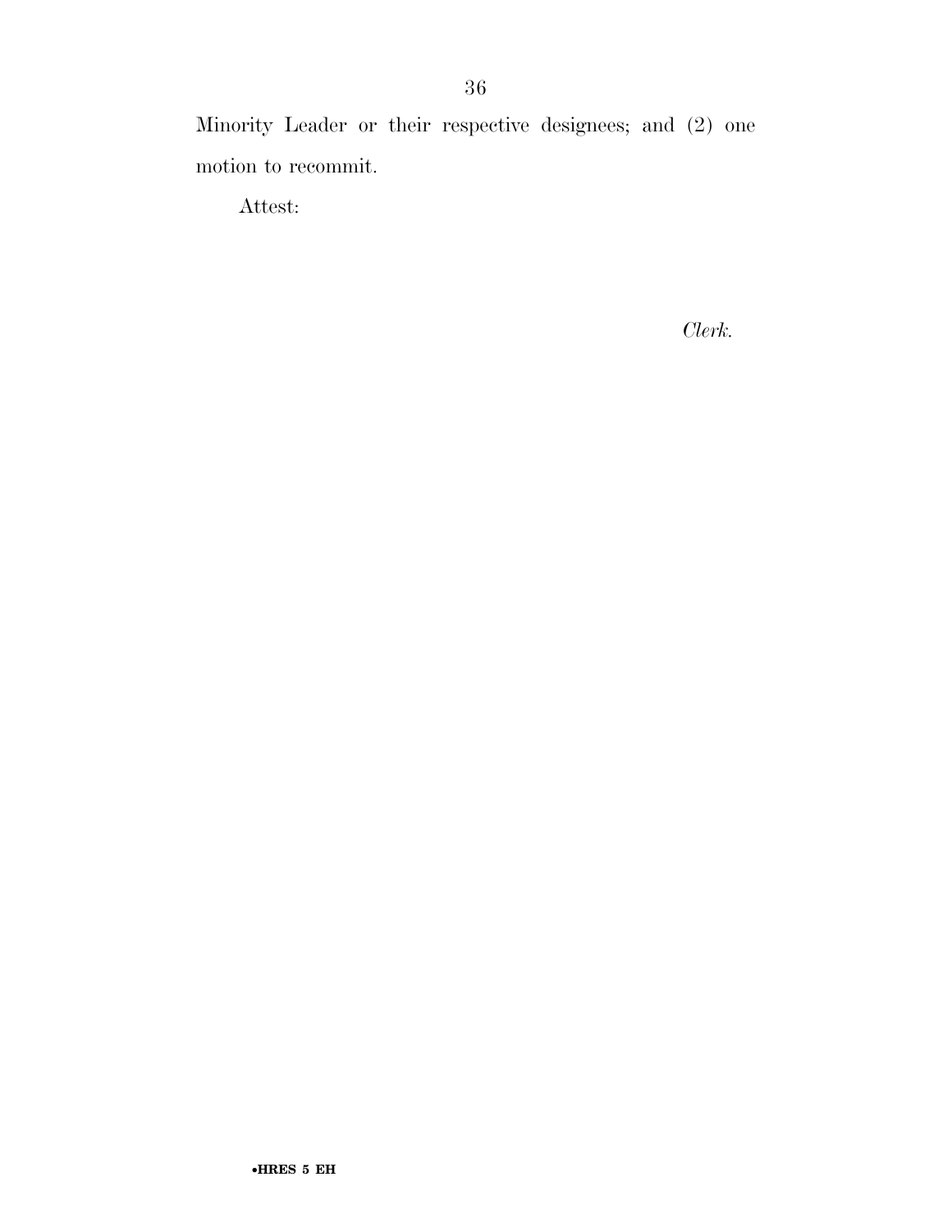Minority Leader or their respective designees; and (2) one motion to recommit.

Attest:

*Clerk.*